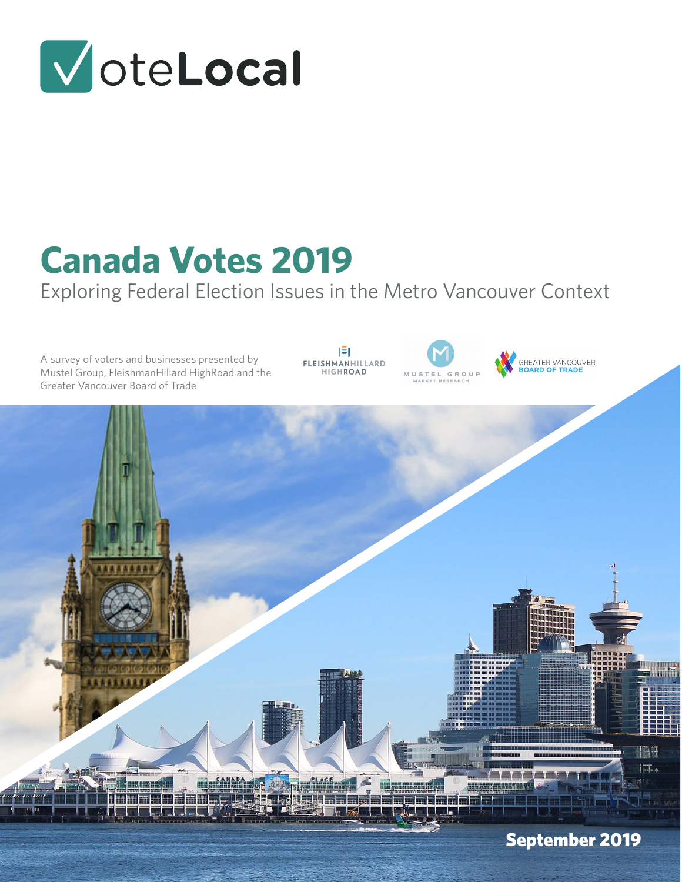# VoteLocal

# Canada Votes 2019

## Exploring Federal Election Issues in the Metro Vancouver Context

A survey of voters and businesses presented by Mustel Group, FleishmanHillard HighRoad and the Greater Vancouver Board of Trade

FLEISHMANHILLARD HIGHROAD

MUSTEL GROUP MARKET RESEARCH

GREATER VANCOUVER BOARD OF TRADE

**September 2019**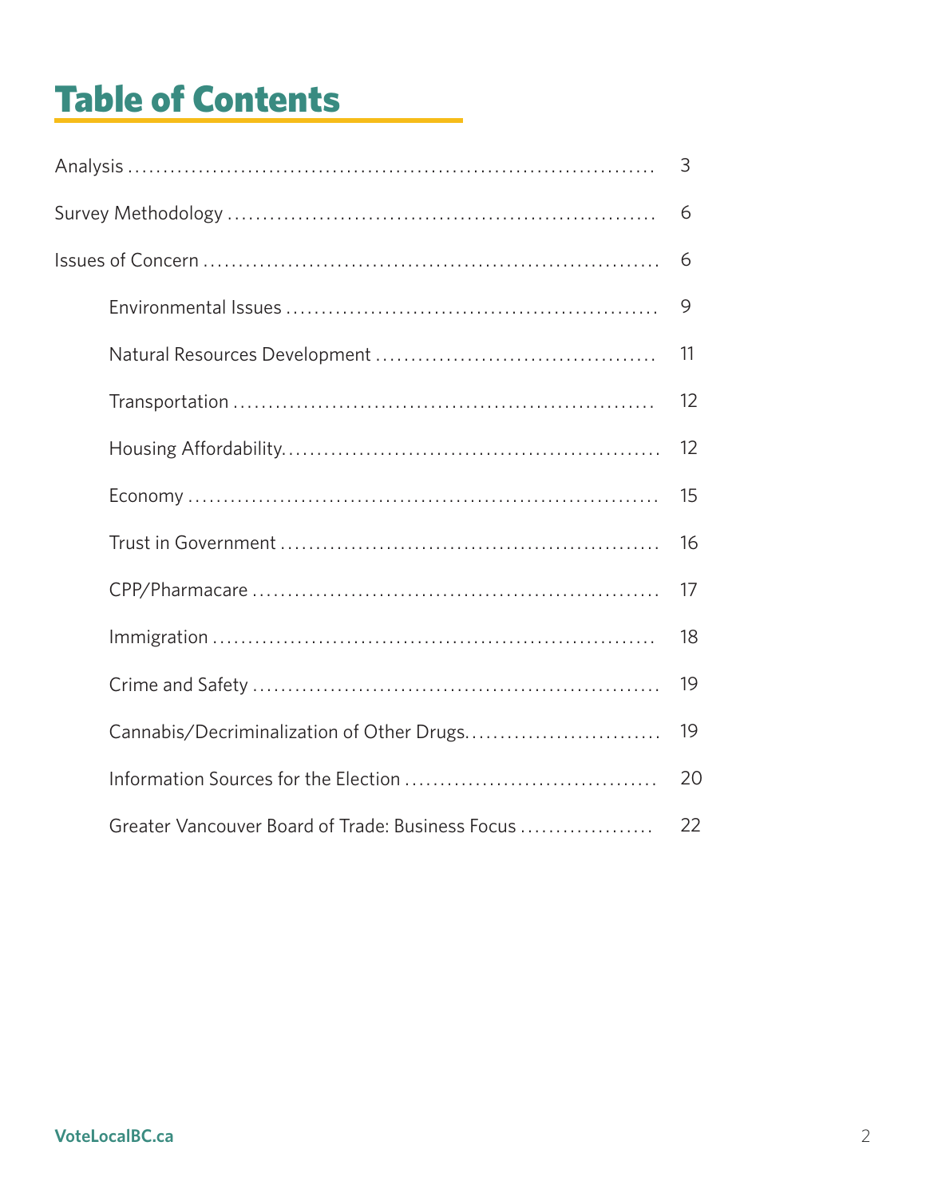# Table of Contents

| | |
|---|---|
| Analysis | 3 |
| Survey Methodology | 6 |
| Issues of Concern | 6 |
| Environmental Issues | 9 |
| Natural Resources Development | 11 |
| Transportation | 12 |
| Housing Affordability | 12 |
| Economy | 15 |
| Trust in Government | 16 |
| CPP/Pharmacare | 17 |
| Immigration | 18 |
| Crime and Safety | 19 |
| Cannabis/Decriminalization of Other Drugs | 19 |
| Information Sources for the Election | 20 |
| Greater Vancouver Board of Trade: Business Focus | 22 |

VoteLocalBC.ca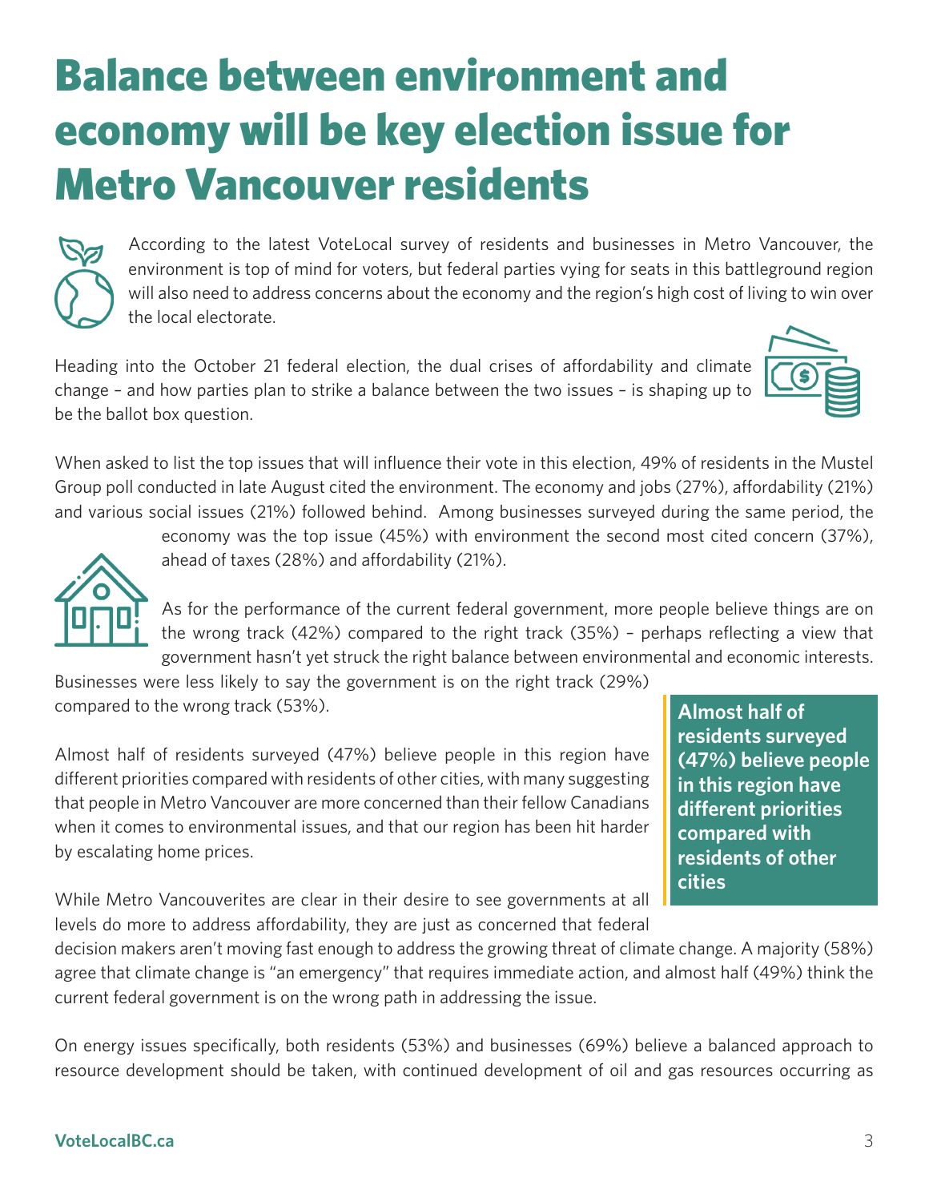# Balance between environment and economy will be key election issue for Metro Vancouver residents

According to the latest VoteLocal survey of residents and businesses in Metro Vancouver, the environment is top of mind for voters, but federal parties vying for seats in this battleground region will also need to address concerns about the economy and the region's high cost of living to win over the local electorate.

Heading into the October 21 federal election, the dual crises of affordability and climate change – and how parties plan to strike a balance between the two issues – is shaping up to be the ballot box question.

When asked to list the top issues that will influence their vote in this election, 49% of residents in the Mustel Group poll conducted in late August cited the environment. The economy and jobs (27%), affordability (21%) and various social issues (21%) followed behind. Among businesses surveyed during the same period, the economy was the top issue (45%) with environment the second most cited concern (37%), ahead of taxes (28%) and affordability (21%).

As for the performance of the current federal government, more people believe things are on the wrong track (42%) compared to the right track (35%) – perhaps reflecting a view that government hasn't yet struck the right balance between environmental and economic interests. Businesses were less likely to say the government is on the right track (29%) compared to the wrong track (53%).

> **Almost half of residents surveyed (47%) believe people in this region have different priorities compared with residents of other cities**

Almost half of residents surveyed (47%) believe people in this region have different priorities compared with residents of other cities, with many suggesting that people in Metro Vancouver are more concerned than their fellow Canadians when it comes to environmental issues, and that our region has been hit harder by escalating home prices.

While Metro Vancouverites are clear in their desire to see governments at all levels do more to address affordability, they are just as concerned that federal decision makers aren't moving fast enough to address the growing threat of climate change. A majority (58%) agree that climate change is "an emergency" that requires immediate action, and almost half (49%) think the current federal government is on the wrong path in addressing the issue.

On energy issues specifically, both residents (53%) and businesses (69%) believe a balanced approach to resource development should be taken, with continued development of oil and gas resources occurring as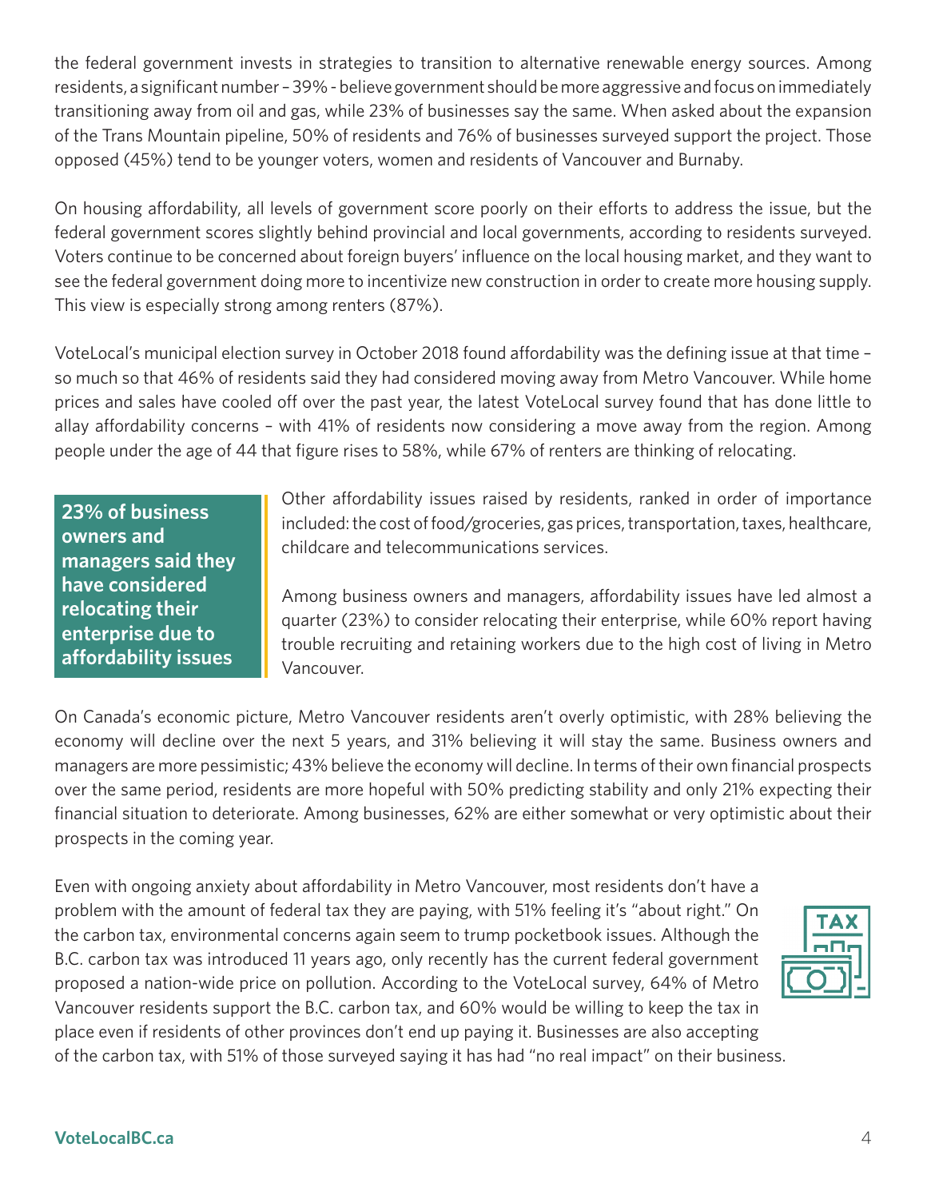the federal government invests in strategies to transition to alternative renewable energy sources. Among residents, a significant number – 39% - believe government should be more aggressive and focus on immediately transitioning away from oil and gas, while 23% of businesses say the same. When asked about the expansion of the Trans Mountain pipeline, 50% of residents and 76% of businesses surveyed support the project. Those opposed (45%) tend to be younger voters, women and residents of Vancouver and Burnaby.

On housing affordability, all levels of government score poorly on their efforts to address the issue, but the federal government scores slightly behind provincial and local governments, according to residents surveyed. Voters continue to be concerned about foreign buyers' influence on the local housing market, and they want to see the federal government doing more to incentivize new construction in order to create more housing supply. This view is especially strong among renters (87%).

VoteLocal's municipal election survey in October 2018 found affordability was the defining issue at that time – so much so that 46% of residents said they had considered moving away from Metro Vancouver. While home prices and sales have cooled off over the past year, the latest VoteLocal survey found that has done little to allay affordability concerns – with 41% of residents now considering a move away from the region. Among people under the age of 44 that figure rises to 58%, while 67% of renters are thinking of relocating.

> **23% of business owners and managers said they have considered relocating their enterprise due to affordability issues**

Other affordability issues raised by residents, ranked in order of importance included: the cost of food/groceries, gas prices, transportation, taxes, healthcare, childcare and telecommunications services.

Among business owners and managers, affordability issues have led almost a quarter (23%) to consider relocating their enterprise, while 60% report having trouble recruiting and retaining workers due to the high cost of living in Metro Vancouver.

On Canada's economic picture, Metro Vancouver residents aren't overly optimistic, with 28% believing the economy will decline over the next 5 years, and 31% believing it will stay the same. Business owners and managers are more pessimistic; 43% believe the economy will decline. In terms of their own financial prospects over the same period, residents are more hopeful with 50% predicting stability and only 21% expecting their financial situation to deteriorate. Among businesses, 62% are either somewhat or very optimistic about their prospects in the coming year.

Even with ongoing anxiety about affordability in Metro Vancouver, most residents don't have a problem with the amount of federal tax they are paying, with 51% feeling it's "about right." On the carbon tax, environmental concerns again seem to trump pocketbook issues. Although the B.C. carbon tax was introduced 11 years ago, only recently has the current federal government proposed a nation-wide price on pollution. According to the VoteLocal survey, 64% of Metro Vancouver residents support the B.C. carbon tax, and 60% would be willing to keep the tax in place even if residents of other provinces don't end up paying it. Businesses are also accepting of the carbon tax, with 51% of those surveyed saying it has had "no real impact" on their business.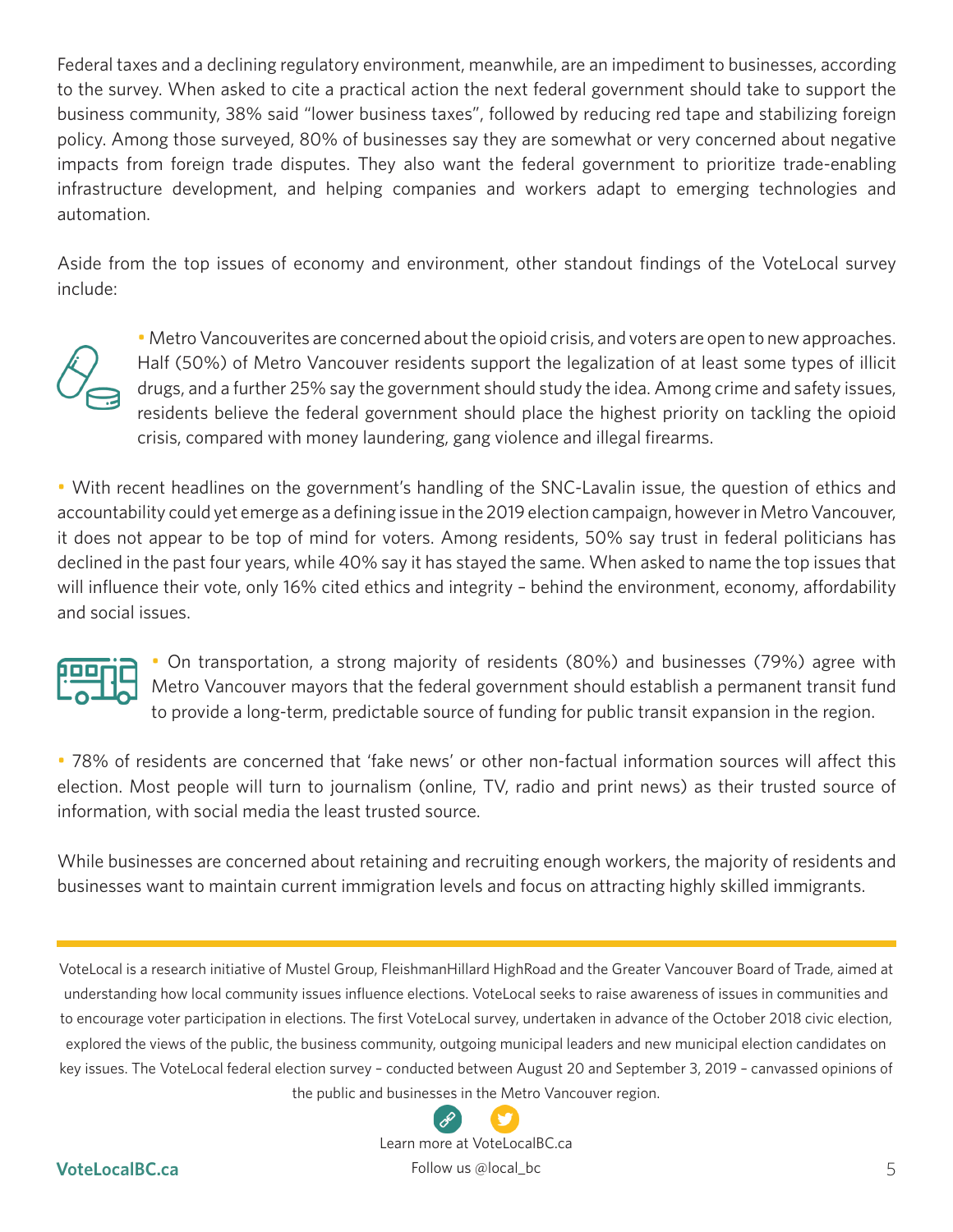Federal taxes and a declining regulatory environment, meanwhile, are an impediment to businesses, according to the survey. When asked to cite a practical action the next federal government should take to support the business community, 38% said "lower business taxes", followed by reducing red tape and stabilizing foreign policy. Among those surveyed, 80% of businesses say they are somewhat or very concerned about negative impacts from foreign trade disputes. They also want the federal government to prioritize trade-enabling infrastructure development, and helping companies and workers adapt to emerging technologies and automation.

Aside from the top issues of economy and environment, other standout findings of the VoteLocal survey include:

- Metro Vancouverites are concerned about the opioid crisis, and voters are open to new approaches. Half (50%) of Metro Vancouver residents support the legalization of at least some types of illicit drugs, and a further 25% say the government should study the idea. Among crime and safety issues, residents believe the federal government should place the highest priority on tackling the opioid crisis, compared with money laundering, gang violence and illegal firearms.

- With recent headlines on the government's handling of the SNC-Lavalin issue, the question of ethics and accountability could yet emerge as a defining issue in the 2019 election campaign, however in Metro Vancouver, it does not appear to be top of mind for voters. Among residents, 50% say trust in federal politicians has declined in the past four years, while 40% say it has stayed the same. When asked to name the top issues that will influence their vote, only 16% cited ethics and integrity – behind the environment, economy, affordability and social issues.

- On transportation, a strong majority of residents (80%) and businesses (79%) agree with Metro Vancouver mayors that the federal government should establish a permanent transit fund to provide a long-term, predictable source of funding for public transit expansion in the region.

- 78% of residents are concerned that 'fake news' or other non-factual information sources will affect this election. Most people will turn to journalism (online, TV, radio and print news) as their trusted source of information, with social media the least trusted source.

While businesses are concerned about retaining and recruiting enough workers, the majority of residents and businesses want to maintain current immigration levels and focus on attracting highly skilled immigrants.

---

VoteLocal is a research initiative of Mustel Group, FleishmanHillard HighRoad and the Greater Vancouver Board of Trade, aimed at understanding how local community issues influence elections. VoteLocal seeks to raise awareness of issues in communities and to encourage voter participation in elections. The first VoteLocal survey, undertaken in advance of the October 2018 civic election, explored the views of the public, the business community, outgoing municipal leaders and new municipal election candidates on key issues. The VoteLocal federal election survey – conducted between August 20 and September 3, 2019 – canvassed opinions of the public and businesses in the Metro Vancouver region.

Learn more at VoteLocalBC.ca

Follow us @local_bc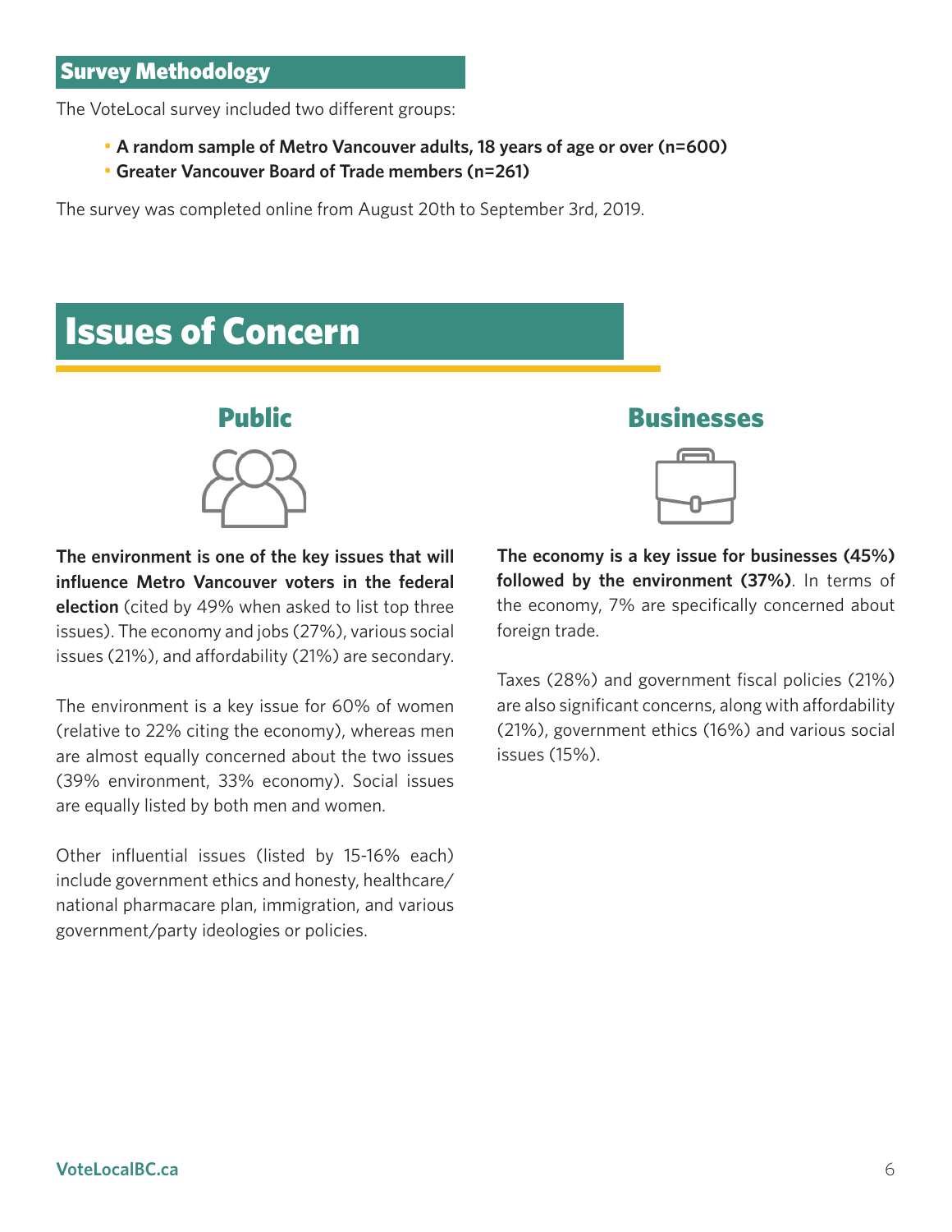## Survey Methodology

The VoteLocal survey included two different groups:

- **A random sample of Metro Vancouver adults, 18 years of age or over (n=600)**
- **Greater Vancouver Board of Trade members (n=261)**

The survey was completed online from August 20th to September 3rd, 2019.

# Issues of Concern

### Public

**The environment is one of the key issues that will influence Metro Vancouver voters in the federal election** (cited by 49% when asked to list top three issues). The economy and jobs (27%), various social issues (21%), and affordability (21%) are secondary.

The environment is a key issue for 60% of women (relative to 22% citing the economy), whereas men are almost equally concerned about the two issues (39% environment, 33% economy). Social issues are equally listed by both men and women.

Other influential issues (listed by 15-16% each) include government ethics and honesty, healthcare/ national pharmacare plan, immigration, and various government/party ideologies or policies.

### Businesses

**The economy is a key issue for businesses (45%) followed by the environment (37%)**. In terms of the economy, 7% are specifically concerned about foreign trade.

Taxes (28%) and government fiscal policies (21%) are also significant concerns, along with affordability (21%), government ethics (16%) and various social issues (15%).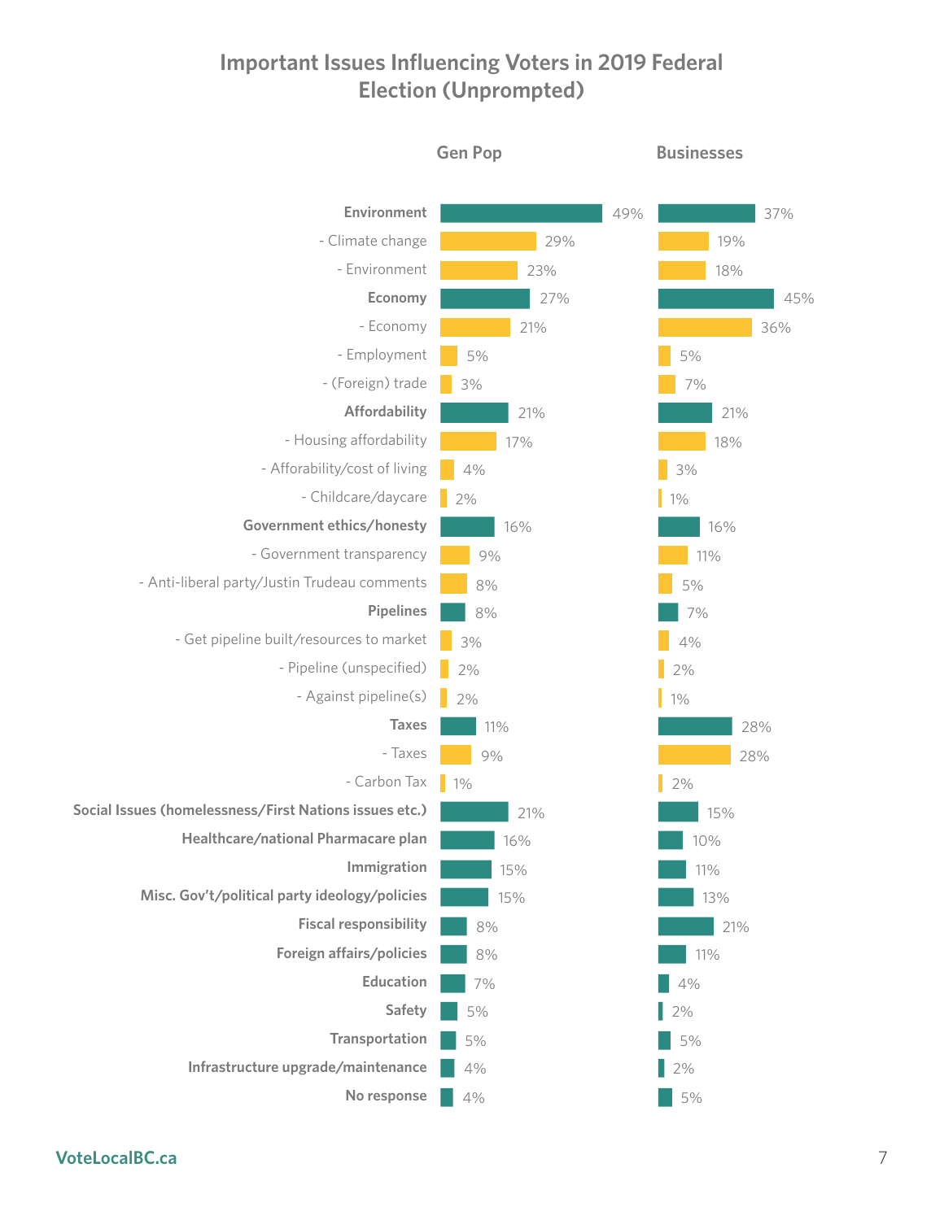## Important Issues Influencing Voters in 2019 Federal Election (Unprompted)

| | Gen Pop | Businesses |
|---|---|---|
| **Environment** | 49% | 37% |
| - Climate change | 29% | 19% |
| - Environment | 23% | 18% |
| **Economy** | 27% | 45% |
| - Economy | 21% | 36% |
| - Employment | 5% | 5% |
| - (Foreign) trade | 3% | 7% |
| **Affordability** | 21% | 21% |
| - Housing affordability | 17% | 18% |
| - Afforability/cost of living | 4% | 3% |
| - Childcare/daycare | 2% | 1% |
| **Government ethics/honesty** | 16% | 16% |
| - Government transparency | 9% | 11% |
| - Anti-liberal party/Justin Trudeau comments | 8% | 5% |
| **Pipelines** | 8% | 7% |
| - Get pipeline built/resources to market | 3% | 4% |
| - Pipeline (unspecified) | 2% | 2% |
| - Against pipeline(s) | 2% | 1% |
| **Taxes** | 11% | 28% |
| - Taxes | 9% | 28% |
| - Carbon Tax | 1% | 2% |
| **Social Issues (homelessness/First Nations issues etc.)** | 21% | 15% |
| **Healthcare/national Pharmacare plan** | 16% | 10% |
| **Immigration** | 15% | 11% |
| **Misc. Gov't/political party ideology/policies** | 15% | 13% |
| **Fiscal responsibility** | 8% | 21% |
| **Foreign affairs/policies** | 8% | 11% |
| **Education** | 7% | 4% |
| **Safety** | 5% | 2% |
| **Transportation** | 5% | 5% |
| **Infrastructure upgrade/maintenance** | 4% | 2% |
| **No response** | 4% | 5% |

VoteLocalBC.ca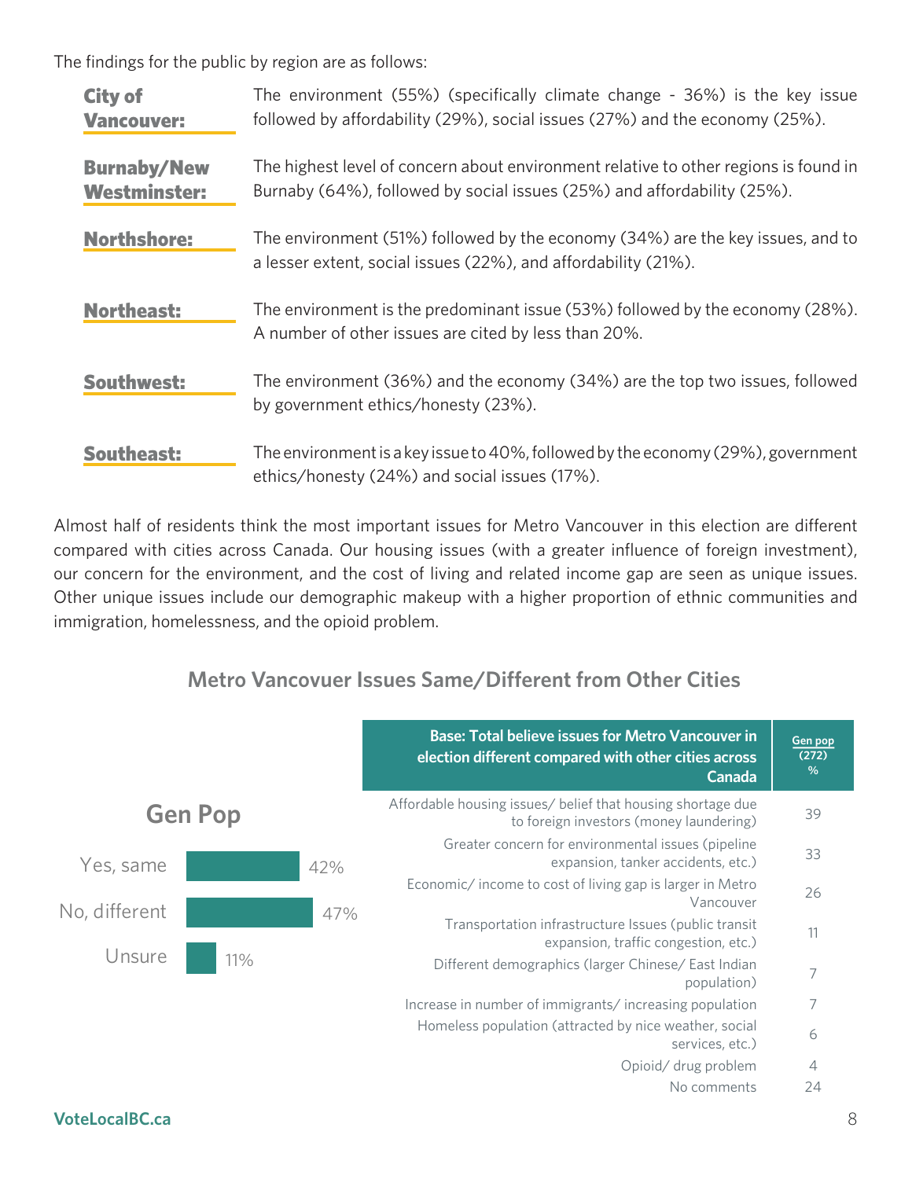The findings for the public by region are as follows:

**City of Vancouver:** The environment (55%) (specifically climate change - 36%) is the key issue followed by affordability (29%), social issues (27%) and the economy (25%).

**Burnaby/New Westminster:** The highest level of concern about environment relative to other regions is found in Burnaby (64%), followed by social issues (25%) and affordability (25%).

**Northshore:** The environment (51%) followed by the economy (34%) are the key issues, and to a lesser extent, social issues (22%), and affordability (21%).

**Northeast:** The environment is the predominant issue (53%) followed by the economy (28%). A number of other issues are cited by less than 20%.

**Southwest:** The environment (36%) and the economy (34%) are the top two issues, followed by government ethics/honesty (23%).

**Southeast:** The environment is a key issue to 40%, followed by the economy (29%), government ethics/honesty (24%) and social issues (17%).

Almost half of residents think the most important issues for Metro Vancouver in this election are different compared with cities across Canada. Our housing issues (with a greater influence of foreign investment), our concern for the environment, and the cost of living and related income gap are seen as unique issues. Other unique issues include our demographic makeup with a higher proportion of ethnic communities and immigration, homelessness, and the opioid problem.

## Metro Vancovuer Issues Same/Different from Other Cities

**Gen Pop**

| | |
|---|---|
| Yes, same | 42% |
| No, different | 47% |
| Unsure | 11% |

| Base: Total believe issues for Metro Vancouver in election different compared with other cities across Canada | Gen pop (272) % |
|---|---|
| Affordable housing issues/ belief that housing shortage due to foreign investors (money laundering) | 39 |
| Greater concern for environmental issues (pipeline expansion, tanker accidents, etc.) | 33 |
| Economic/ income to cost of living gap is larger in Metro Vancouver | 26 |
| Transportation infrastructure Issues (public transit expansion, traffic congestion, etc.) | 11 |
| Different demographics (larger Chinese/ East Indian population) | 7 |
| Increase in number of immigrants/ increasing population | 7 |
| Homeless population (attracted by nice weather, social services, etc.) | 6 |
| Opioid/ drug problem | 4 |
| No comments | 24 |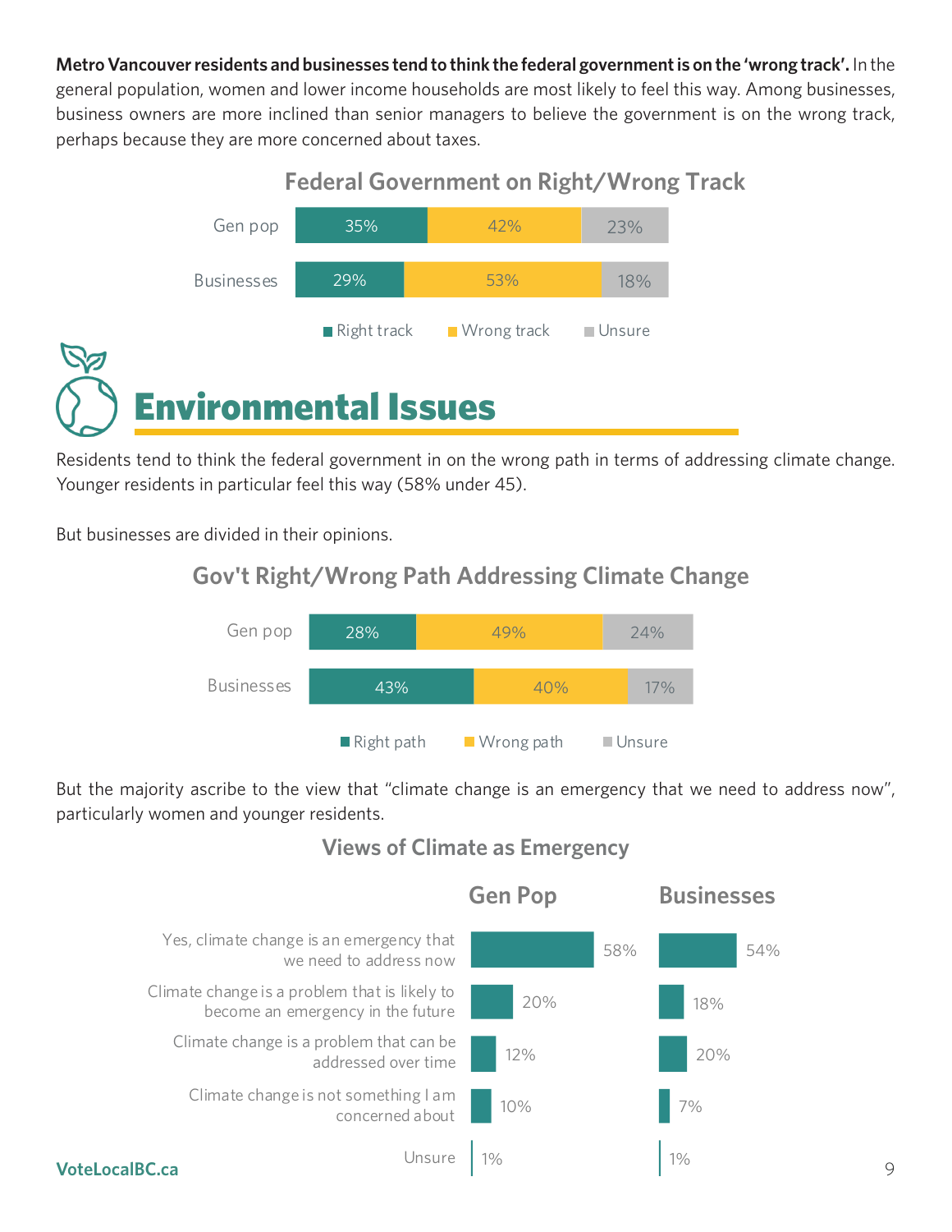**Metro Vancouver residents and businesses tend to think the federal government is on the 'wrong track'.** In the general population, women and lower income households are most likely to feel this way. Among businesses, business owners are more inclined than senior managers to believe the government is on the wrong track, perhaps because they are more concerned about taxes.

### Federal Government on Right/Wrong Track

| | Right track | Wrong track | Unsure |
|---|---|---|---|
| Gen pop | 35% | 42% | 23% |
| Businesses | 29% | 53% | 18% |

# Environmental Issues

Residents tend to think the federal government in on the wrong path in terms of addressing climate change. Younger residents in particular feel this way (58% under 45).

But businesses are divided in their opinions.

### Gov't Right/Wrong Path Addressing Climate Change

| | Right path | Wrong path | Unsure |
|---|---|---|---|
| Gen pop | 28% | 49% | 24% |
| Businesses | 43% | 40% | 17% |

But the majority ascribe to the view that "climate change is an emergency that we need to address now", particularly women and younger residents.

### Views of Climate as Emergency

| | Gen Pop | Businesses |
|---|---|---|
| Yes, climate change is an emergency that we need to address now | 58% | 54% |
| Climate change is a problem that is likely to become an emergency in the future | 20% | 18% |
| Climate change is a problem that can be addressed over time | 12% | 20% |
| Climate change is not something I am concerned about | 10% | 7% |
| Unsure | 1% | 1% |

VoteLocalBC.ca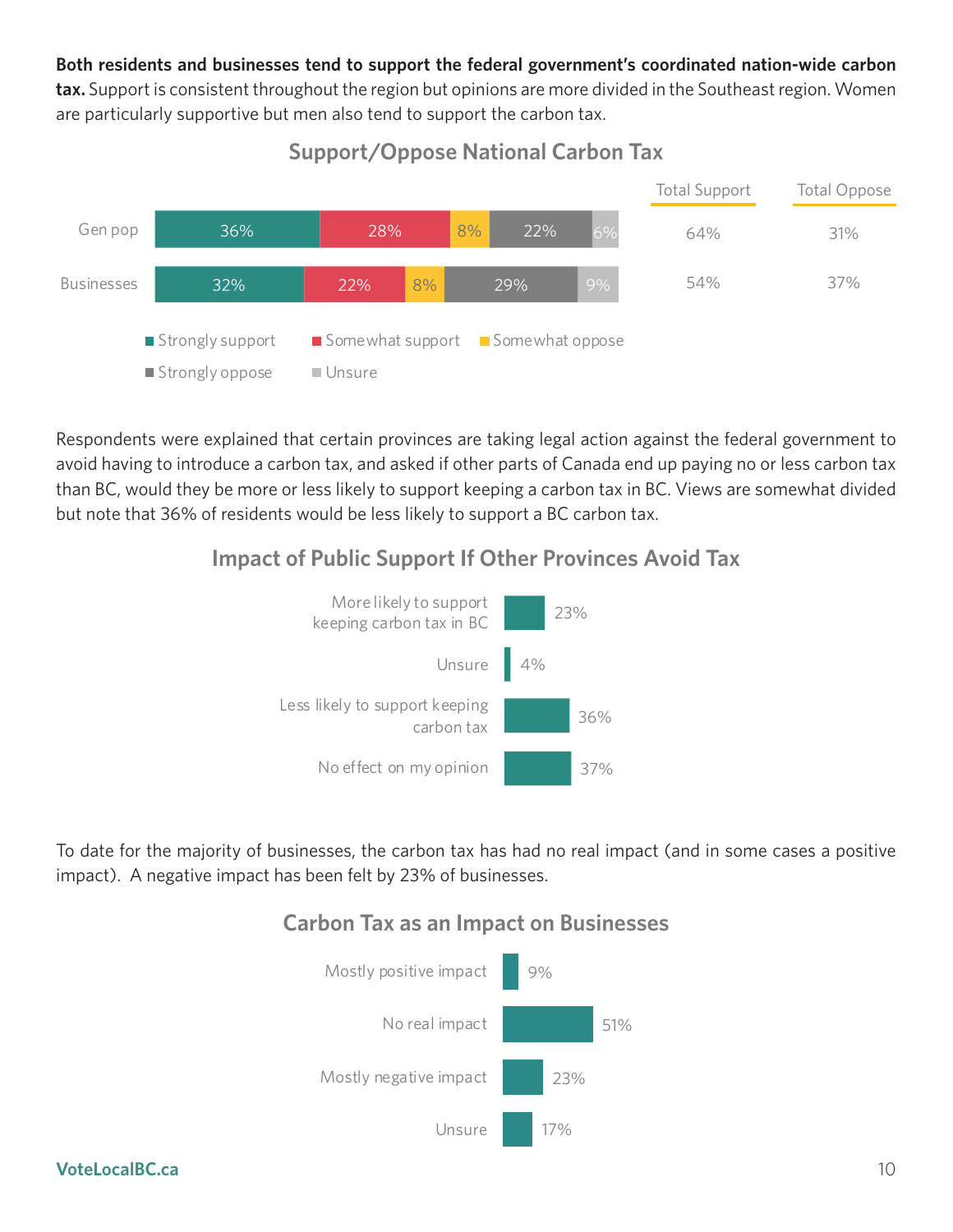**Both residents and businesses tend to support the federal government's coordinated nation-wide carbon tax.** Support is consistent throughout the region but opinions are more divided in the Southeast region. Women are particularly supportive but men also tend to support the carbon tax.

### Support/Oppose National Carbon Tax

| | Strongly support | Somewhat support | Somewhat oppose | Strongly oppose | Unsure | Total Support | Total Oppose |
|---|---|---|---|---|---|---|---|
| Gen pop | 36% | 28% | 8% | 22% | 6% | 64% | 31% |
| Businesses | 32% | 22% | 8% | 29% | 9% | 54% | 37% |

Respondents were explained that certain provinces are taking legal action against the federal government to avoid having to introduce a carbon tax, and asked if other parts of Canada end up paying no or less carbon tax than BC, would they be more or less likely to support keeping a carbon tax in BC. Views are somewhat divided but note that 36% of residents would be less likely to support a BC carbon tax.

### Impact of Public Support If Other Provinces Avoid Tax

| Response | % |
|---|---|
| More likely to support keeping carbon tax in BC | 23% |
| Unsure | 4% |
| Less likely to support keeping carbon tax | 36% |
| No effect on my opinion | 37% |

To date for the majority of businesses, the carbon tax has had no real impact (and in some cases a positive impact). A negative impact has been felt by 23% of businesses.

### Carbon Tax as an Impact on Businesses

| Response | % |
|---|---|
| Mostly positive impact | 9% |
| No real impact | 51% |
| Mostly negative impact | 23% |
| Unsure | 17% |

VoteLocalBC.ca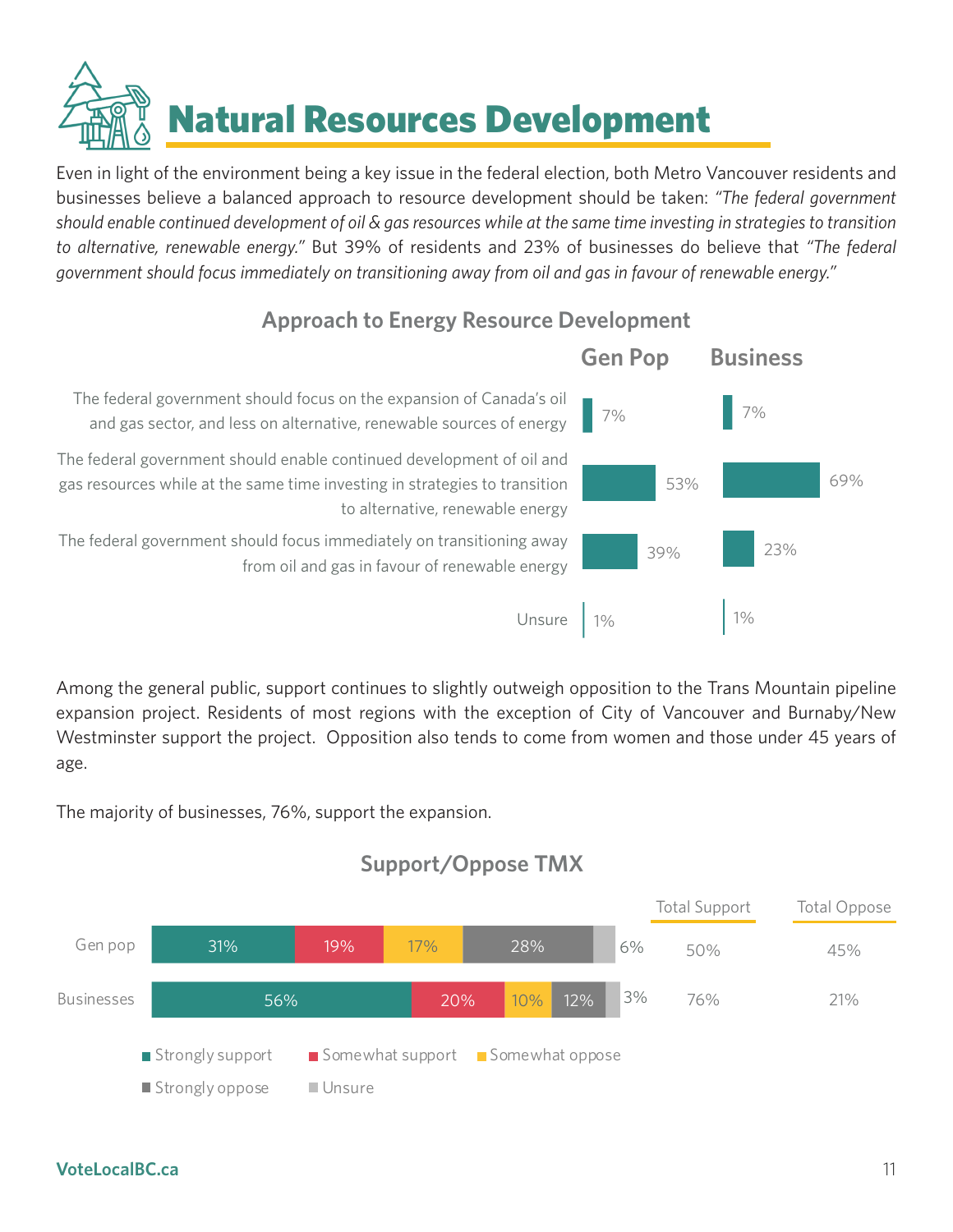# Natural Resources Development

Even in light of the environment being a key issue in the federal election, both Metro Vancouver residents and businesses believe a balanced approach to resource development should be taken: *"The federal government should enable continued development of oil & gas resources while at the same time investing in strategies to transition to alternative, renewable energy."* But 39% of residents and 23% of businesses do believe that *"The federal government should focus immediately on transitioning away from oil and gas in favour of renewable energy."*

### Approach to Energy Resource Development

| | Gen Pop | Business |
|---|---|---|
| The federal government should focus on the expansion of Canada's oil and gas sector, and less on alternative, renewable sources of energy | 7% | 7% |
| The federal government should enable continued development of oil and gas resources while at the same time investing in strategies to transition to alternative, renewable energy | 53% | 69% |
| The federal government should focus immediately on transitioning away from oil and gas in favour of renewable energy | 39% | 23% |
| Unsure | 1% | 1% |

Among the general public, support continues to slightly outweigh opposition to the Trans Mountain pipeline expansion project. Residents of most regions with the exception of City of Vancouver and Burnaby/New Westminster support the project. Opposition also tends to come from women and those under 45 years of age.

The majority of businesses, 76%, support the expansion.

### Support/Oppose TMX

| | Strongly support | Somewhat support | Somewhat oppose | Strongly oppose | Unsure | Total Support | Total Oppose |
|---|---|---|---|---|---|---|---|
| Gen pop | 31% | 19% | 17% | 28% | 6% | 50% | 45% |
| Businesses | 56% | 20% | 10% | 12% | 3% | 76% | 21% |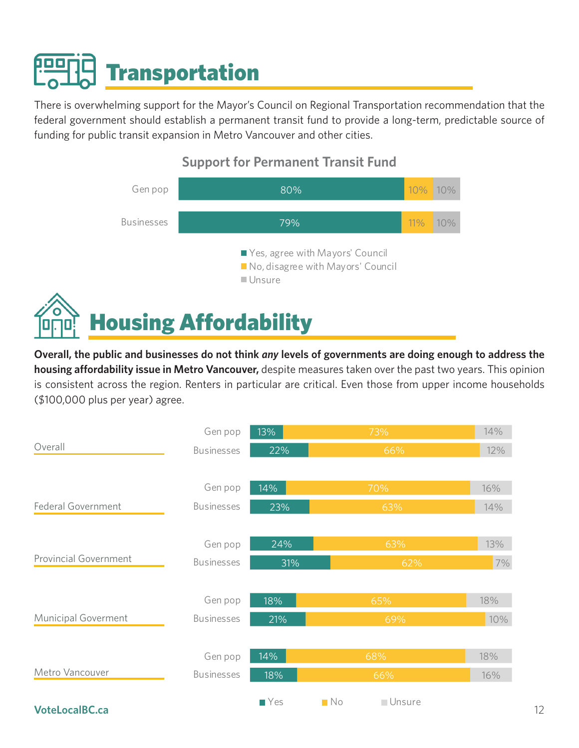# Transportation

There is overwhelming support for the Mayor's Council on Regional Transportation recommendation that the federal government should establish a permanent transit fund to provide a long-term, predictable source of funding for public transit expansion in Metro Vancouver and other cities.

**Support for Permanent Transit Fund**

| | Yes, agree with Mayors' Council | No, disagree with Mayors' Council | Unsure |
|---|---|---|---|
| Gen pop | 80% | 10% | 10% |
| Businesses | 79% | 11% | 10% |

# Housing Affordability

**Overall, the public and businesses do not think *any* levels of governments are doing enough to address the housing affordability issue in Metro Vancouver,** despite measures taken over the past two years. This opinion is consistent across the region. Renters in particular are critical. Even those from upper income households ($100,000 plus per year) agree.

| | | Yes | No | Unsure |
|---|---|---|---|---|
| Overall | Gen pop | 13% | 73% | 14% |
| | Businesses | 22% | 66% | 12% |
| Federal Government | Gen pop | 14% | 70% | 16% |
| | Businesses | 23% | 63% | 14% |
| Provincial Government | Gen pop | 24% | 63% | 13% |
| | Businesses | 31% | 62% | 7% |
| Municipal Goverment | Gen pop | 18% | 65% | 18% |
| | Businesses | 21% | 69% | 10% |
| Metro Vancouver | Gen pop | 14% | 68% | 18% |
| | Businesses | 18% | 66% | 16% |

VoteLocalBC.ca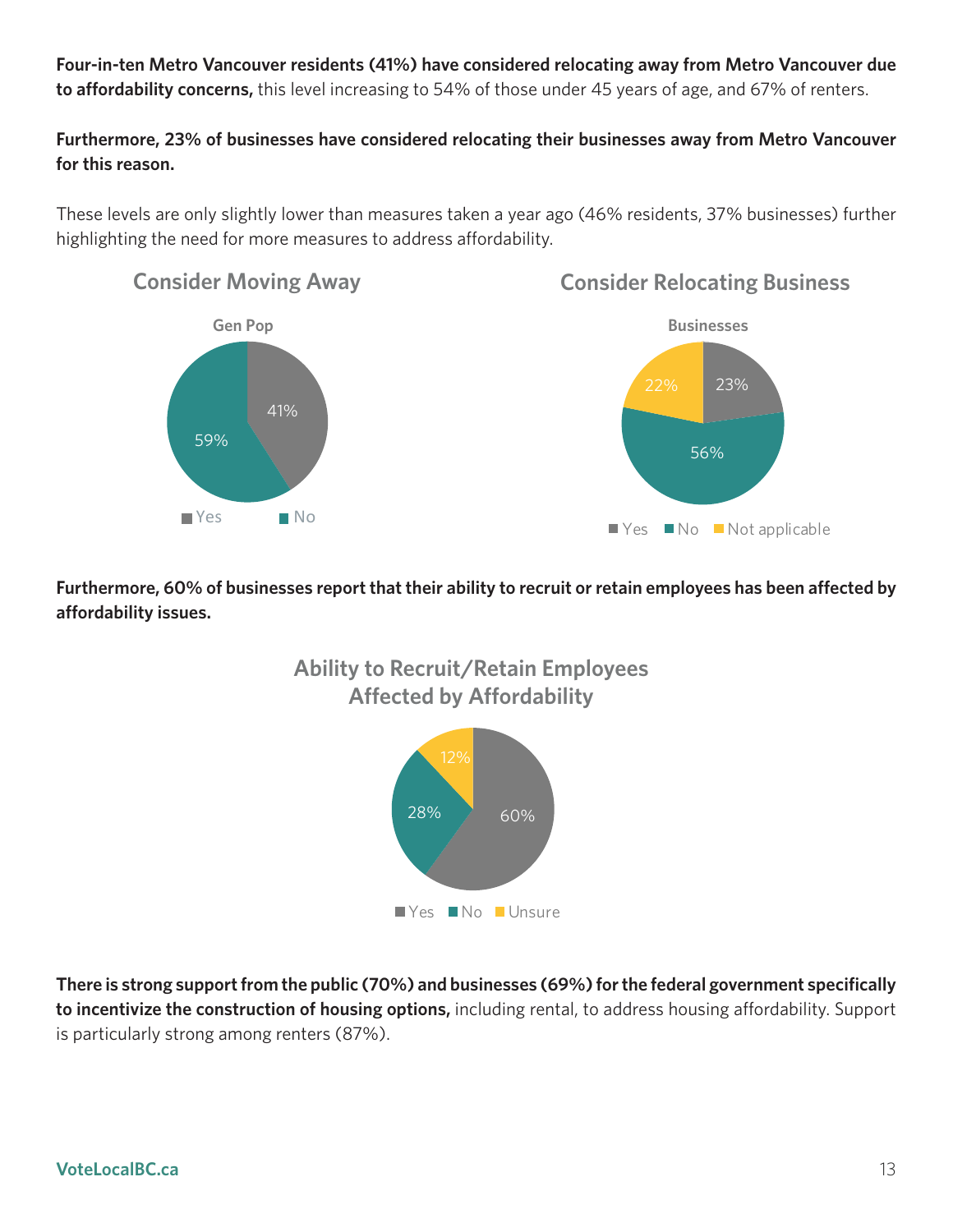**Four-in-ten Metro Vancouver residents (41%) have considered relocating away from Metro Vancouver due to affordability concerns,** this level increasing to 54% of those under 45 years of age, and 67% of renters.

**Furthermore, 23% of businesses have considered relocating their businesses away from Metro Vancouver for this reason.**

These levels are only slightly lower than measures taken a year ago (46% residents, 37% businesses) further highlighting the need for more measures to address affordability.

### Consider Moving Away

**Gen Pop**

| Response | % |
|---|---|
| Yes | 41% |
| No | 59% |

### Consider Relocating Business

**Businesses**

| Response | % |
|---|---|
| Yes | 23% |
| No | 56% |
| Not applicable | 22% |

**Furthermore, 60% of businesses report that their ability to recruit or retain employees has been affected by affordability issues.**

### Ability to Recruit/Retain Employees Affected by Affordability

| Response | % |
|---|---|
| Yes | 60% |
| No | 28% |
| Unsure | 12% |

**There is strong support from the public (70%) and businesses (69%) for the federal government specifically to incentivize the construction of housing options,** including rental, to address housing affordability. Support is particularly strong among renters (87%).

VoteLocalBC.ca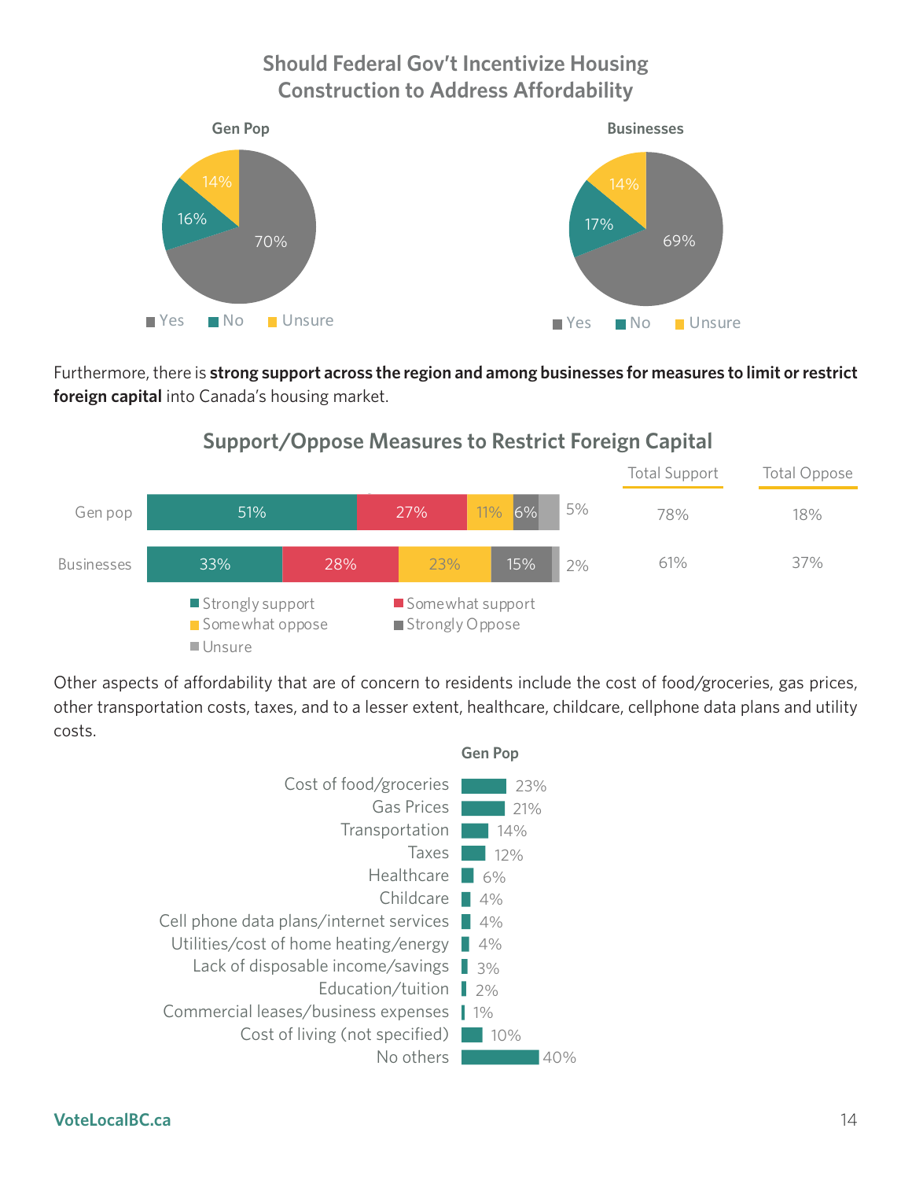## Should Federal Gov't Incentivize Housing Construction to Address Affordability

| | Yes | No | Unsure |
|---|---|---|---|
| Gen Pop | 70% | 16% | 14% |
| Businesses | 69% | 17% | 14% |

Furthermore, there is **strong support across the region and among businesses for measures to limit or restrict foreign capital** into Canada's housing market.

## Support/Oppose Measures to Restrict Foreign Capital

| | Strongly support | Somewhat support | Somewhat oppose | Strongly Oppose | Unsure | Total Support | Total Oppose |
|---|---|---|---|---|---|---|---|
| Gen pop | 51% | 27% | 11% | 6% | 5% | 78% | 18% |
| Businesses | 33% | 28% | 23% | 15% | 2% | 61% | 37% |

Other aspects of affordability that are of concern to residents include the cost of food/groceries, gas prices, other transportation costs, taxes, and to a lesser extent, healthcare, childcare, cellphone data plans and utility costs.

| | Gen Pop |
|---|---|
| Cost of food/groceries | 23% |
| Gas Prices | 21% |
| Transportation | 14% |
| Taxes | 12% |
| Healthcare | 6% |
| Childcare | 4% |
| Cell phone data plans/internet services | 4% |
| Utilities/cost of home heating/energy | 4% |
| Lack of disposable income/savings | 3% |
| Education/tuition | 2% |
| Commercial leases/business expenses | 1% |
| Cost of living (not specified) | 10% |
| No others | 40% |

VoteLocalBC.ca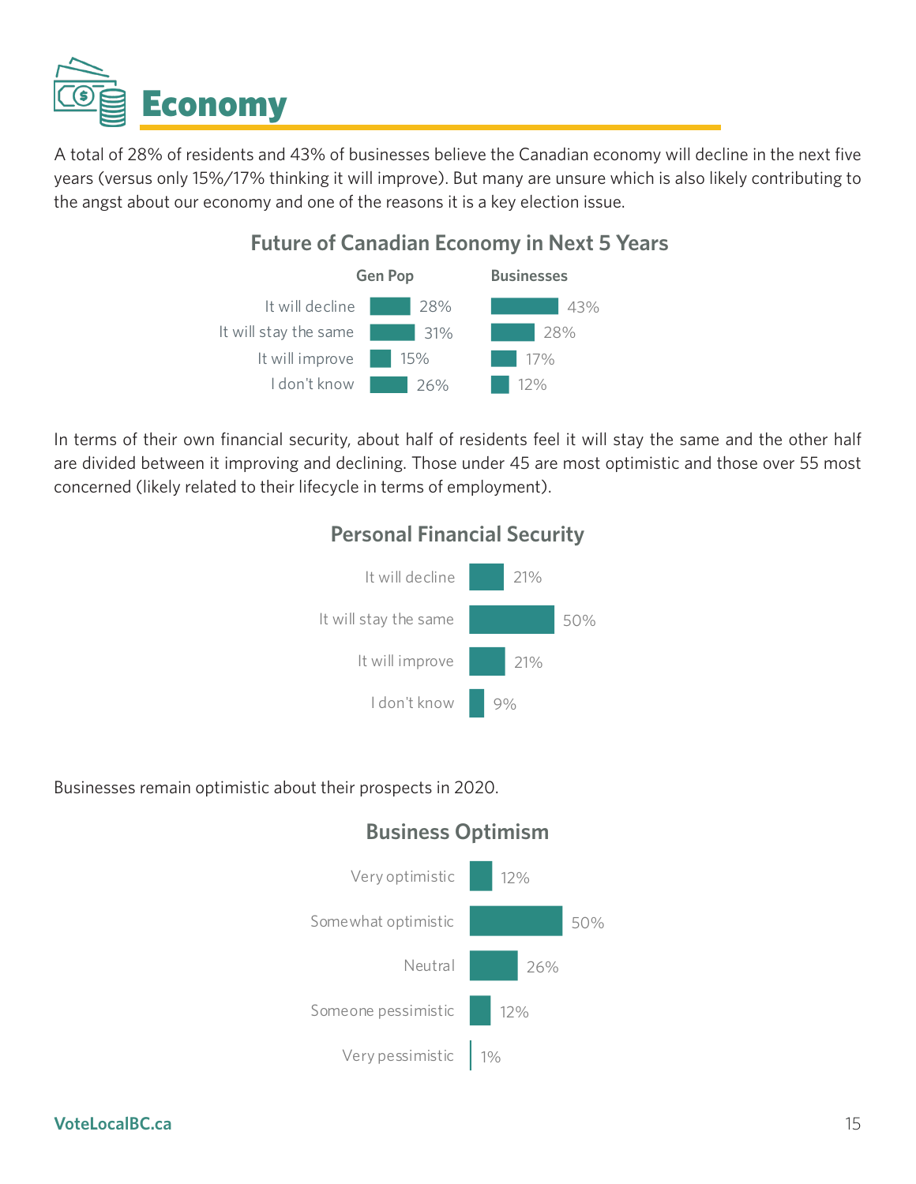# Economy

A total of 28% of residents and 43% of businesses believe the Canadian economy will decline in the next five years (versus only 15%/17% thinking it will improve). But many are unsure which is also likely contributing to the angst about our economy and one of the reasons it is a key election issue.

### Future of Canadian Economy in Next 5 Years

| | Gen Pop | Businesses |
|---|---|---|
| It will decline | 28% | 43% |
| It will stay the same | 31% | 28% |
| It will improve | 15% | 17% |
| I don't know | 26% | 12% |

In terms of their own financial security, about half of residents feel it will stay the same and the other half are divided between it improving and declining. Those under 45 are most optimistic and those over 55 most concerned (likely related to their lifecycle in terms of employment).

### Personal Financial Security

| | |
|---|---|
| It will decline | 21% |
| It will stay the same | 50% |
| It will improve | 21% |
| I don't know | 9% |

Businesses remain optimistic about their prospects in 2020.

### Business Optimism

| | |
|---|---|
| Very optimistic | 12% |
| Somewhat optimistic | 50% |
| Neutral | 26% |
| Someone pessimistic | 12% |
| Very pessimistic | 1% |

VoteLocalBC.ca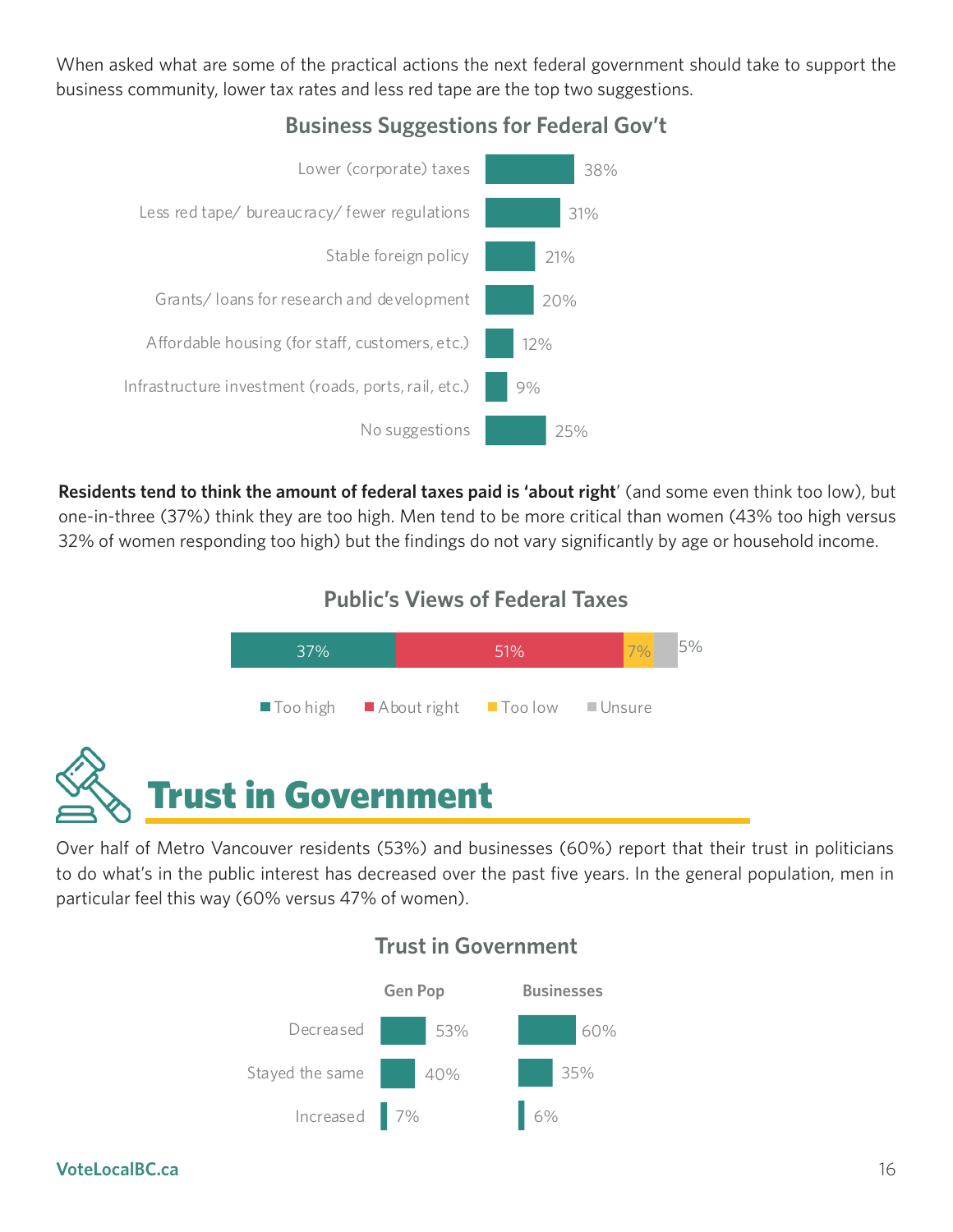When asked what are some of the practical actions the next federal government should take to support the business community, lower tax rates and less red tape are the top two suggestions.

### Business Suggestions for Federal Gov't

| Suggestion | % |
|---|---|
| Lower (corporate) taxes | 38% |
| Less red tape/ bureaucracy/ fewer regulations | 31% |
| Stable foreign policy | 21% |
| Grants/ loans for research and development | 20% |
| Affordable housing (for staff, customers, etc.) | 12% |
| Infrastructure investment (roads, ports, rail, etc.) | 9% |
| No suggestions | 25% |

**Residents tend to think the amount of federal taxes paid is 'about right'** (and some even think too low), but one-in-three (37%) think they are too high. Men tend to be more critical than women (43% too high versus 32% of women responding too high) but the findings do not vary significantly by age or household income.

### Public's Views of Federal Taxes

| Too high | About right | Too low | Unsure |
|---|---|---|---|
| 37% | 51% | 7% | 5% |

# Trust in Government

Over half of Metro Vancouver residents (53%) and businesses (60%) report that their trust in politicians to do what's in the public interest has decreased over the past five years. In the general population, men in particular feel this way (60% versus 47% of women).

### Trust in Government

| | Gen Pop | Businesses |
|---|---|---|
| Decreased | 53% | 60% |
| Stayed the same | 40% | 35% |
| Increased | 7% | 6% |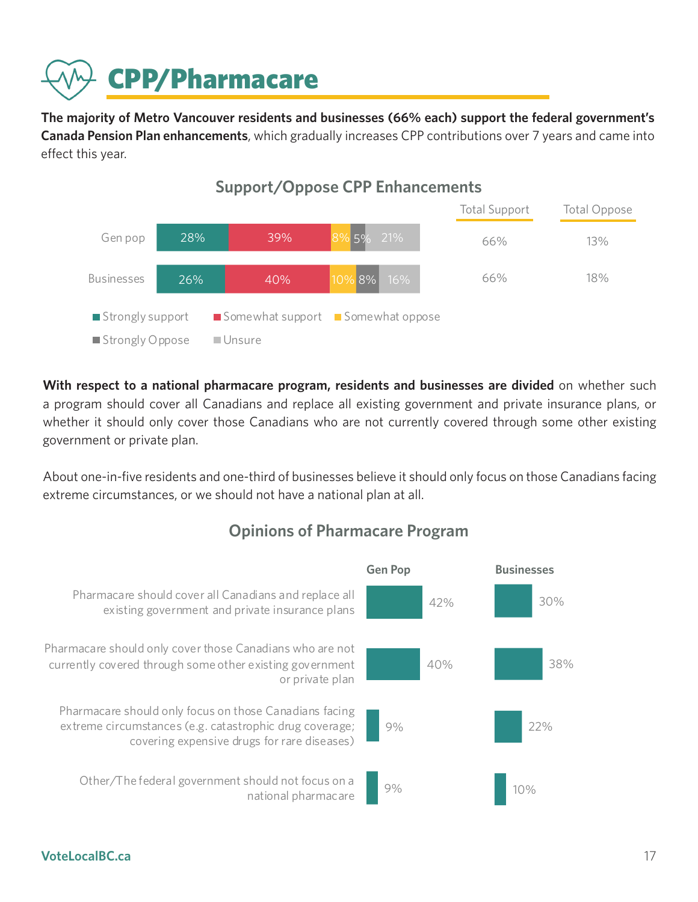# CPP/Pharmacare

**The majority of Metro Vancouver residents and businesses (66% each) support the federal government's Canada Pension Plan enhancements**, which gradually increases CPP contributions over 7 years and came into effect this year.

### Support/Oppose CPP Enhancements

| | Strongly support | Somewhat support | Somewhat oppose | Strongly Oppose | Unsure | Total Support | Total Oppose |
|---|---|---|---|---|---|---|---|
| Gen pop | 28% | 39% | 8% | 5% | 21% | 66% | 13% |
| Businesses | 26% | 40% | 10% | 8% | 16% | 66% | 18% |

**With respect to a national pharmacare program, residents and businesses are divided** on whether such a program should cover all Canadians and replace all existing government and private insurance plans, or whether it should only cover those Canadians who are not currently covered through some other existing government or private plan.

About one-in-five residents and one-third of businesses believe it should only focus on those Canadians facing extreme circumstances, or we should not have a national plan at all.

### Opinions of Pharmacare Program

| | Gen Pop | Businesses |
|---|---|---|
| Pharmacare should cover all Canadians and replace all existing government and private insurance plans | 42% | 30% |
| Pharmacare should only cover those Canadians who are not currently covered through some other existing government or private plan | 40% | 38% |
| Pharmacare should only focus on those Canadians facing extreme circumstances (e.g. catastrophic drug coverage; covering expensive drugs for rare diseases) | 9% | 22% |
| Other/The federal government should not focus on a national pharmacare | 9% | 10% |

VoteLocalBC.ca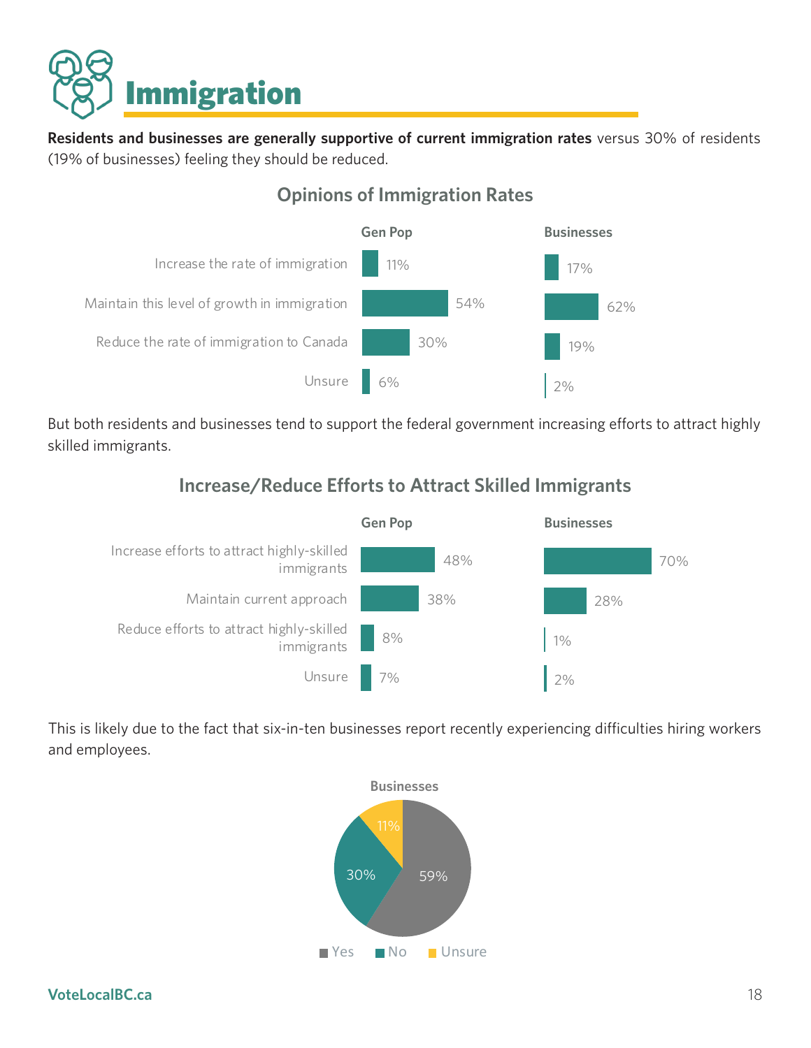# Immigration

**Residents and businesses are generally supportive of current immigration rates** versus 30% of residents (19% of businesses) feeling they should be reduced.

### Opinions of Immigration Rates

| | Gen Pop | Businesses |
|---|---|---|
| Increase the rate of immigration | 11% | 17% |
| Maintain this level of growth in immigration | 54% | 62% |
| Reduce the rate of immigration to Canada | 30% | 19% |
| Unsure | 6% | 2% |

But both residents and businesses tend to support the federal government increasing efforts to attract highly skilled immigrants.

### Increase/Reduce Efforts to Attract Skilled Immigrants

| | Gen Pop | Businesses |
|---|---|---|
| Increase efforts to attract highly-skilled immigrants | 48% | 70% |
| Maintain current approach | 38% | 28% |
| Reduce efforts to attract highly-skilled immigrants | 8% | 1% |
| Unsure | 7% | 2% |

This is likely due to the fact that six-in-ten businesses report recently experiencing difficulties hiring workers and employees.

**Businesses**

| Response | Businesses |
|---|---|
| Yes | 59% |
| No | 30% |
| Unsure | 11% |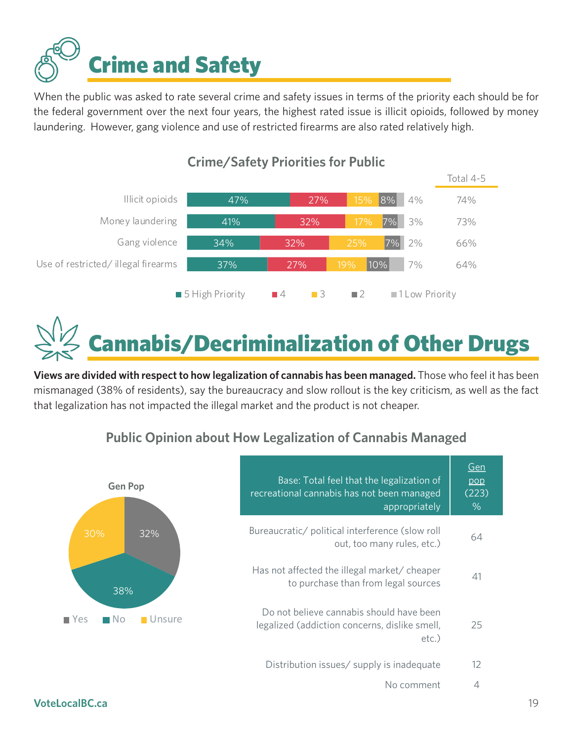# Crime and Safety

When the public was asked to rate several crime and safety issues in terms of the priority each should be for the federal government over the next four years, the highest rated issue is illicit opioids, followed by money laundering. However, gang violence and use of restricted firearms are also rated relatively high.

## Crime/Safety Priorities for Public

| | 5 High Priority | 4 | 3 | 2 | 1 Low Priority | Total 4-5 |
|---|---|---|---|---|---|---|
| Illicit opioids | 47% | 27% | 15% | 8% | 4% | 74% |
| Money laundering | 41% | 32% | 17% | 7% | 3% | 73% |
| Gang violence | 34% | 32% | 25% | 7% | 2% | 66% |
| Use of restricted/ illegal firearms | 37% | 27% | 19% | 10% | 7% | 64% |

# Cannabis/Decriminalization of Other Drugs

**Views are divided with respect to how legalization of cannabis has been managed.** Those who feel it has been mismanaged (38% of residents), say the bureaucracy and slow rollout is the key criticism, as well as the fact that legalization has not impacted the illegal market and the product is not cheaper.

## Public Opinion about How Legalization of Cannabis Managed

**Gen Pop**

| Response | % |
|---|---|
| Yes | 32% |
| No | 38% |
| Unsure | 30% |

| Base: Total feel that the legalization of recreational cannabis has not been managed appropriately | Gen pop (223) % |
|---|---|
| Bureaucratic/ political interference (slow roll out, too many rules, etc.) | 64 |
| Has not affected the illegal market/ cheaper to purchase than from legal sources | 41 |
| Do not believe cannabis should have been legalized (addiction concerns, dislike smell, etc.) | 25 |
| Distribution issues/ supply is inadequate | 12 |
| No comment | 4 |

VoteLocalBC.ca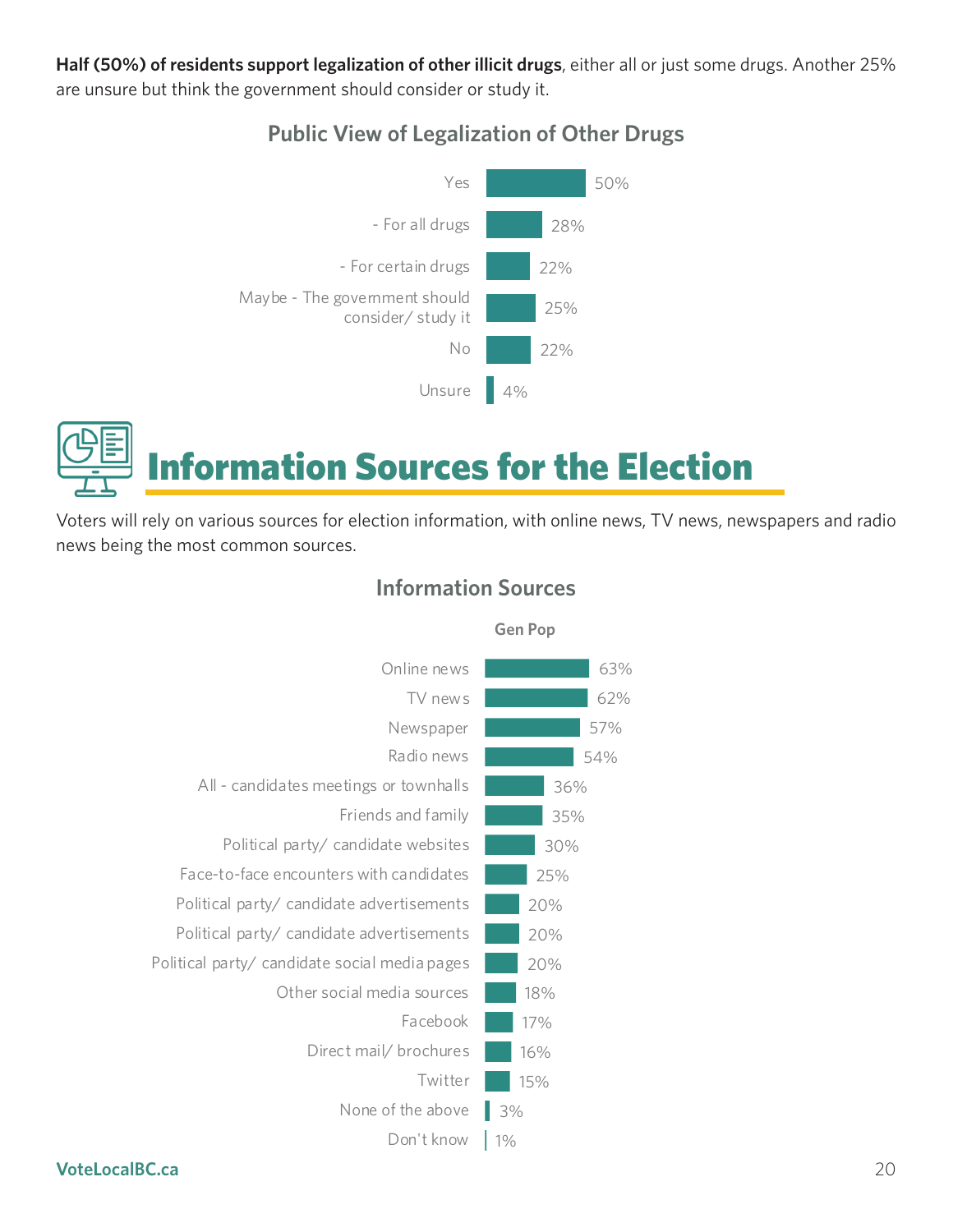**Half (50%) of residents support legalization of other illicit drugs**, either all or just some drugs. Another 25% are unsure but think the government should consider or study it.

### Public View of Legalization of Other Drugs

| Response | % |
|---|---|
| Yes | 50% |
| - For all drugs | 28% |
| - For certain drugs | 22% |
| Maybe - The government should consider/ study it | 25% |
| No | 22% |
| Unsure | 4% |

# Information Sources for the Election

Voters will rely on various sources for election information, with online news, TV news, newspapers and radio news being the most common sources.

### Information Sources

| Source | Gen Pop |
|---|---|
| Online news | 63% |
| TV news | 62% |
| Newspaper | 57% |
| Radio news | 54% |
| All - candidates meetings or townhalls | 36% |
| Friends and family | 35% |
| Political party/ candidate websites | 30% |
| Face-to-face encounters with candidates | 25% |
| Political party/ candidate advertisements | 20% |
| Political party/ candidate advertisements | 20% |
| Political party/ candidate social media pages | 20% |
| Other social media sources | 18% |
| Facebook | 17% |
| Direct mail/ brochures | 16% |
| Twitter | 15% |
| None of the above | 3% |
| Don't know | 1% |

VoteLocalBC.ca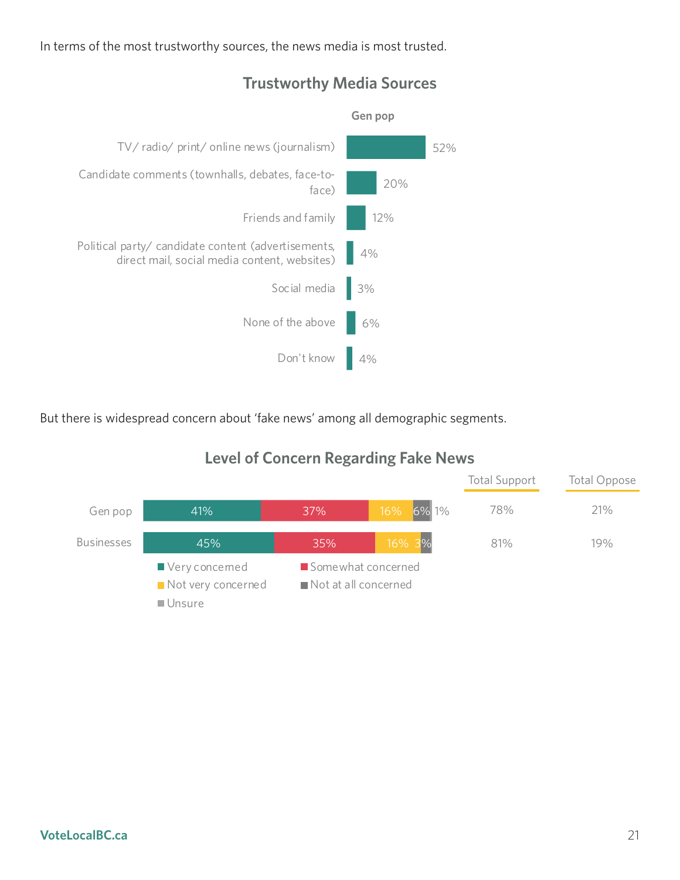In terms of the most trustworthy sources, the news media is most trusted.

### Trustworthy Media Sources

| | Gen pop |
|---|---|
| TV/ radio/ print/ online news (journalism) | 52% |
| Candidate comments (townhalls, debates, face-to-face) | 20% |
| Friends and family | 12% |
| Political party/ candidate content (advertisements, direct mail, social media content, websites) | 4% |
| Social media | 3% |
| None of the above | 6% |
| Don't know | 4% |

But there is widespread concern about 'fake news' among all demographic segments.

### Level of Concern Regarding Fake News

| | Very concerned | Somewhat concerned | Not very concerned | Not at all concerned | Unsure | Total Support | Total Oppose |
|---|---|---|---|---|---|---|---|
| Gen pop | 41% | 37% | 16% | 6% | 1% | 78% | 21% |
| Businesses | 45% | 35% | 16% | 3% | | 81% | 19% |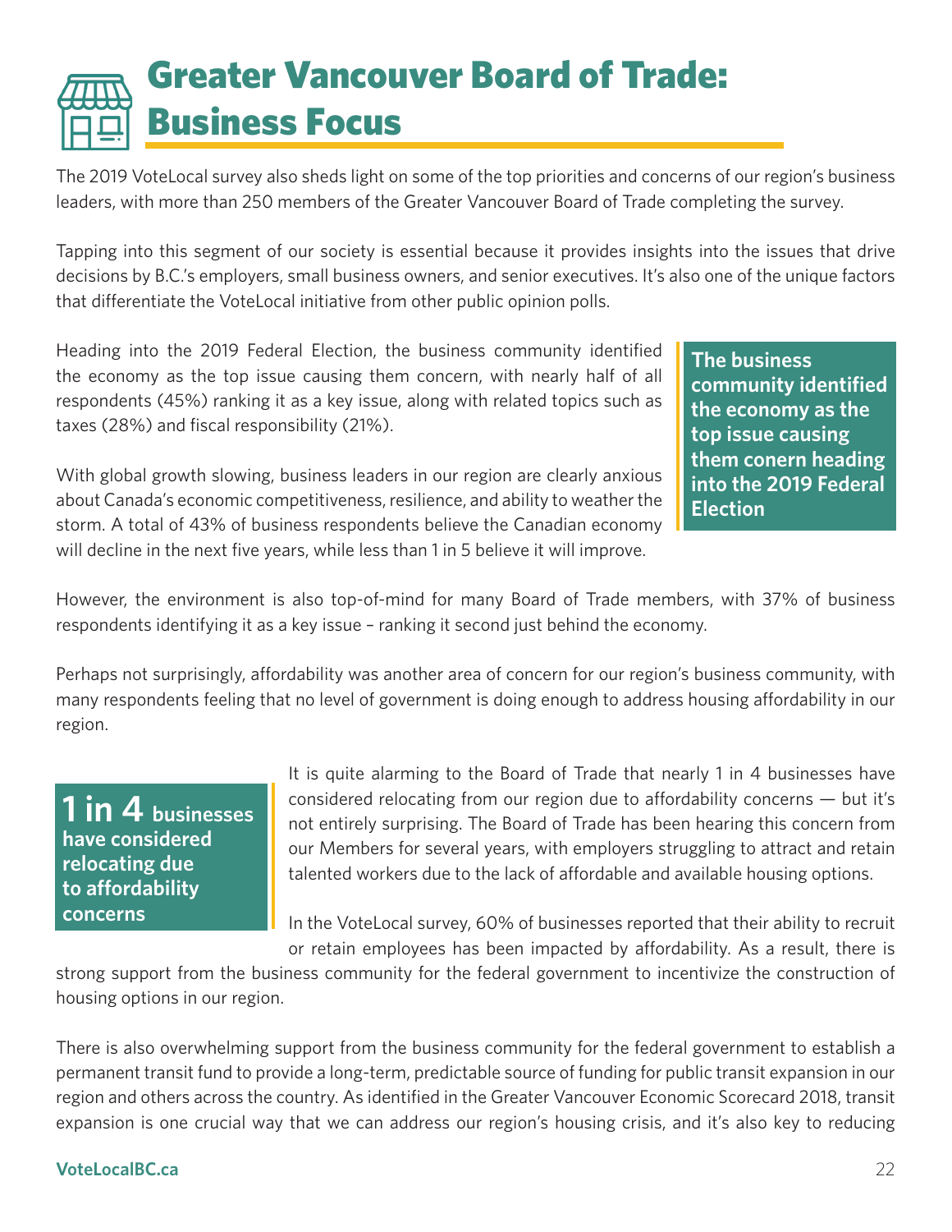# Greater Vancouver Board of Trade: Business Focus

The 2019 VoteLocal survey also sheds light on some of the top priorities and concerns of our region's business leaders, with more than 250 members of the Greater Vancouver Board of Trade completing the survey.

Tapping into this segment of our society is essential because it provides insights into the issues that drive decisions by B.C.'s employers, small business owners, and senior executives. It's also one of the unique factors that differentiate the VoteLocal initiative from other public opinion polls.

Heading into the 2019 Federal Election, the business community identified the economy as the top issue causing them concern, with nearly half of all respondents (45%) ranking it as a key issue, along with related topics such as taxes (28%) and fiscal responsibility (21%).

**The business community identified the economy as the top issue causing them conern heading into the 2019 Federal Election**

With global growth slowing, business leaders in our region are clearly anxious about Canada's economic competitiveness, resilience, and ability to weather the storm. A total of 43% of business respondents believe the Canadian economy will decline in the next five years, while less than 1 in 5 believe it will improve.

However, the environment is also top-of-mind for many Board of Trade members, with 37% of business respondents identifying it as a key issue – ranking it second just behind the economy.

Perhaps not surprisingly, affordability was another area of concern for our region's business community, with many respondents feeling that no level of government is doing enough to address housing affordability in our region.

**1 in 4 businesses have considered relocating due to affordability concerns**

It is quite alarming to the Board of Trade that nearly 1 in 4 businesses have considered relocating from our region due to affordability concerns — but it's not entirely surprising. The Board of Trade has been hearing this concern from our Members for several years, with employers struggling to attract and retain talented workers due to the lack of affordable and available housing options.

In the VoteLocal survey, 60% of businesses reported that their ability to recruit or retain employees has been impacted by affordability. As a result, there is strong support from the business community for the federal government to incentivize the construction of housing options in our region.

There is also overwhelming support from the business community for the federal government to establish a permanent transit fund to provide a long-term, predictable source of funding for public transit expansion in our region and others across the country. As identified in the Greater Vancouver Economic Scorecard 2018, transit expansion is one crucial way that we can address our region's housing crisis, and it's also key to reducing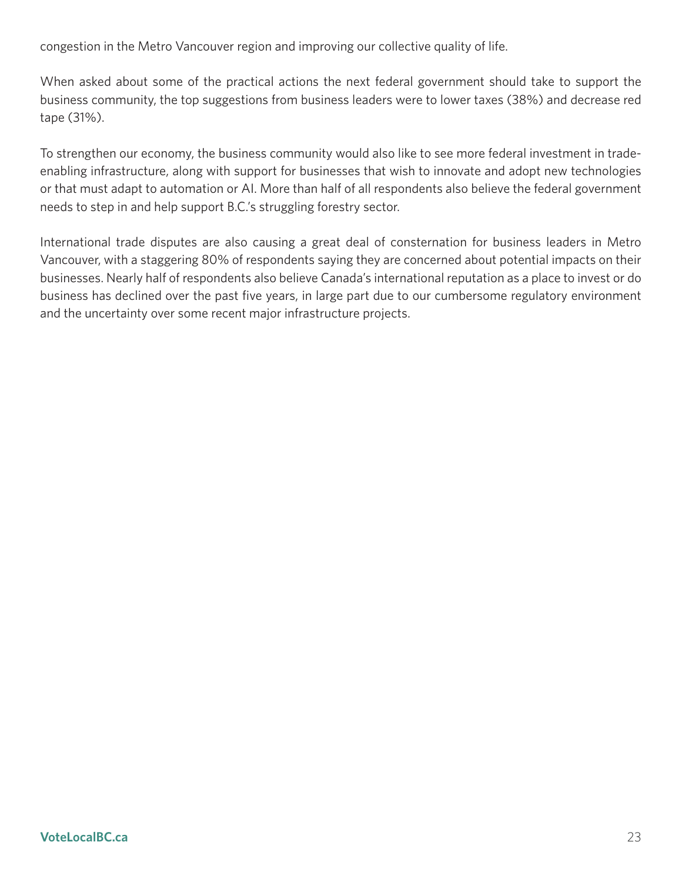congestion in the Metro Vancouver region and improving our collective quality of life.

When asked about some of the practical actions the next federal government should take to support the business community, the top suggestions from business leaders were to lower taxes (38%) and decrease red tape (31%).

To strengthen our economy, the business community would also like to see more federal investment in trade-enabling infrastructure, along with support for businesses that wish to innovate and adopt new technologies or that must adapt to automation or AI. More than half of all respondents also believe the federal government needs to step in and help support B.C.'s struggling forestry sector.

International trade disputes are also causing a great deal of consternation for business leaders in Metro Vancouver, with a staggering 80% of respondents saying they are concerned about potential impacts on their businesses. Nearly half of respondents also believe Canada's international reputation as a place to invest or do business has declined over the past five years, in large part due to our cumbersome regulatory environment and the uncertainty over some recent major infrastructure projects.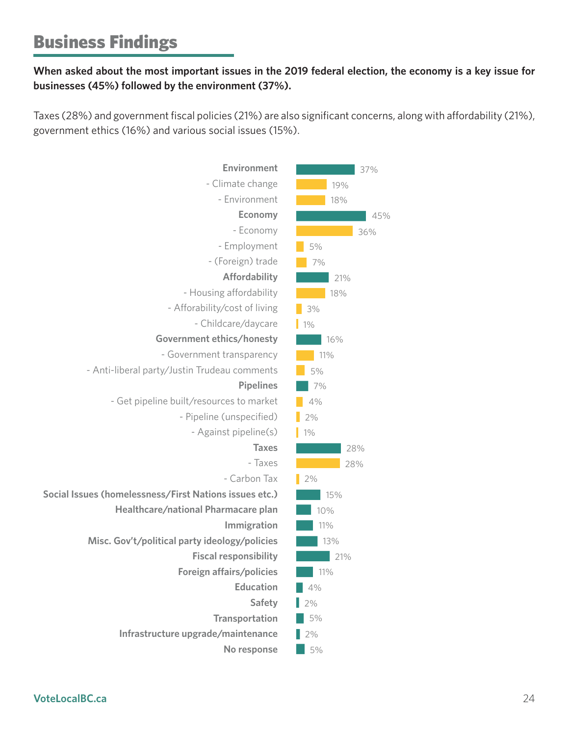# Business Findings

**When asked about the most important issues in the 2019 federal election, the economy is a key issue for businesses (45%) followed by the environment (37%).**

Taxes (28%) and government fiscal policies (21%) are also significant concerns, along with affordability (21%), government ethics (16%) and various social issues (15%).

| Issue | % |
|---|---|
| **Environment** | 37% |
| - Climate change | 19% |
| - Environment | 18% |
| **Economy** | 45% |
| - Economy | 36% |
| - Employment | 5% |
| - (Foreign) trade | 7% |
| **Affordability** | 21% |
| - Housing affordability | 18% |
| - Afforability/cost of living | 3% |
| - Childcare/daycare | 1% |
| **Government ethics/honesty** | 16% |
| - Government transparency | 11% |
| - Anti-liberal party/Justin Trudeau comments | 5% |
| **Pipelines** | 7% |
| - Get pipeline built/resources to market | 4% |
| - Pipeline (unspecified) | 2% |
| - Against pipeline(s) | 1% |
| **Taxes** | 28% |
| - Taxes | 28% |
| - Carbon Tax | 2% |
| **Social Issues (homelessness/First Nations issues etc.)** | 15% |
| **Healthcare/national Pharmacare plan** | 10% |
| **Immigration** | 11% |
| **Misc. Gov't/political party ideology/policies** | 13% |
| **Fiscal responsibility** | 21% |
| **Foreign affairs/policies** | 11% |
| **Education** | 4% |
| **Safety** | 2% |
| **Transportation** | 5% |
| **Infrastructure upgrade/maintenance** | 2% |
| **No response** | 5% |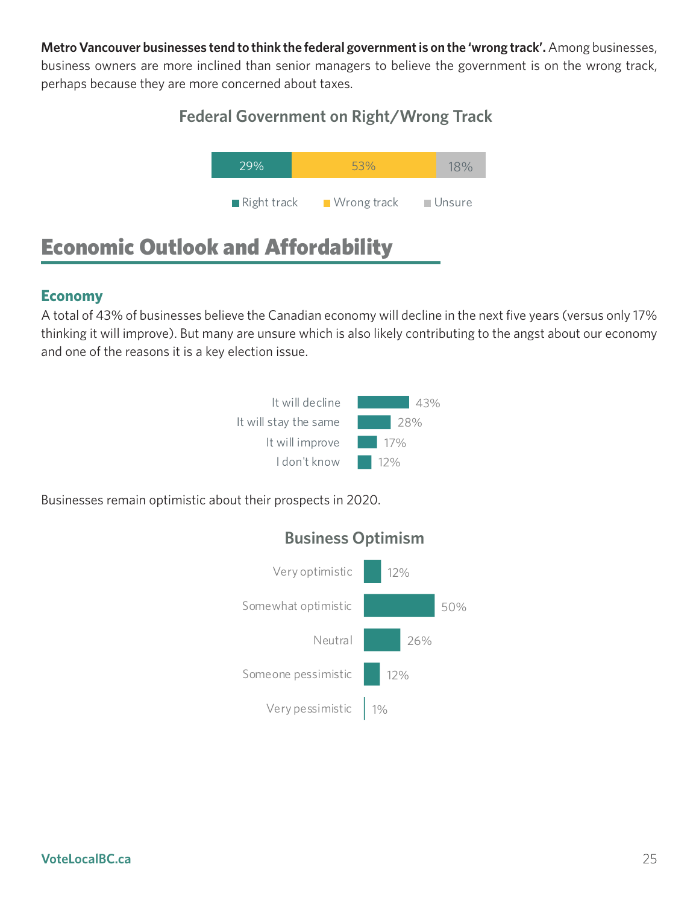**Metro Vancouver businesses tend to think the federal government is on the 'wrong track'.** Among businesses, business owners are more inclined than senior managers to believe the government is on the wrong track, perhaps because they are more concerned about taxes.

### Federal Government on Right/Wrong Track

| Right track | Wrong track | Unsure |
|---|---|---|
| 29% | 53% | 18% |

## Economic Outlook and Affordability

### Economy

A total of 43% of businesses believe the Canadian economy will decline in the next five years (versus only 17% thinking it will improve). But many are unsure which is also likely contributing to the angst about our economy and one of the reasons it is a key election issue.

| Response | % |
|---|---|
| It will decline | 43% |
| It will stay the same | 28% |
| It will improve | 17% |
| I don't know | 12% |

Businesses remain optimistic about their prospects in 2020.

### Business Optimism

| Response | % |
|---|---|
| Very optimistic | 12% |
| Somewhat optimistic | 50% |
| Neutral | 26% |
| Someone pessimistic | 12% |
| Very pessimistic | 1% |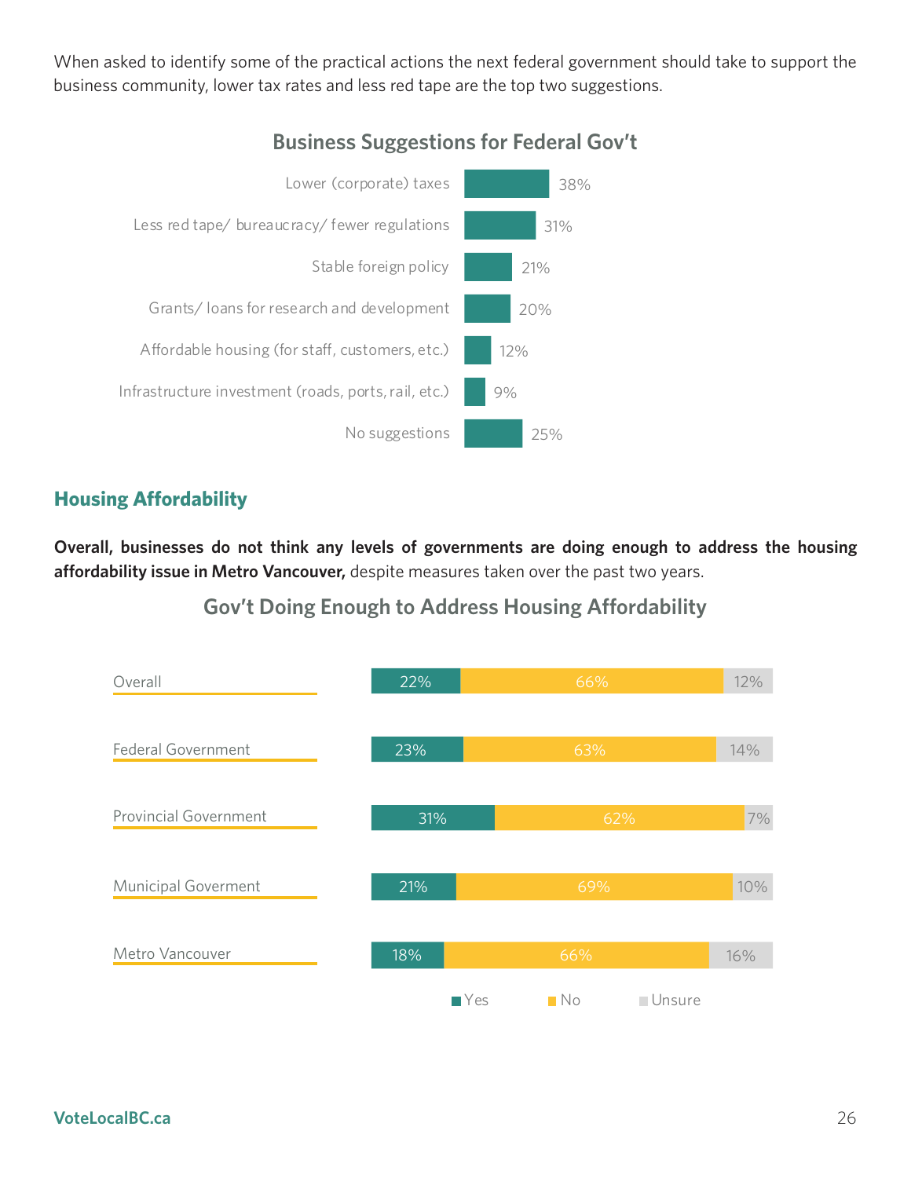When asked to identify some of the practical actions the next federal government should take to support the business community, lower tax rates and less red tape are the top two suggestions.

**Business Suggestions for Federal Gov't**

| Suggestion | % |
| --- | --- |
| Lower (corporate) taxes | 38% |
| Less red tape/ bureaucracy/ fewer regulations | 31% |
| Stable foreign policy | 21% |
| Grants/ loans for research and development | 20% |
| Affordable housing (for staff, customers, etc.) | 12% |
| Infrastructure investment (roads, ports, rail, etc.) | 9% |
| No suggestions | 25% |

## Housing Affordability

**Overall, businesses do not think any levels of governments are doing enough to address the housing affordability issue in Metro Vancouver,** despite measures taken over the past two years.

**Gov't Doing Enough to Address Housing Affordability**

| | Yes | No | Unsure |
| --- | --- | --- | --- |
| Overall | 22% | 66% | 12% |
| Federal Government | 23% | 63% | 14% |
| Provincial Government | 31% | 62% | 7% |
| Municipal Goverment | 21% | 69% | 10% |
| Metro Vancouver | 18% | 66% | 16% |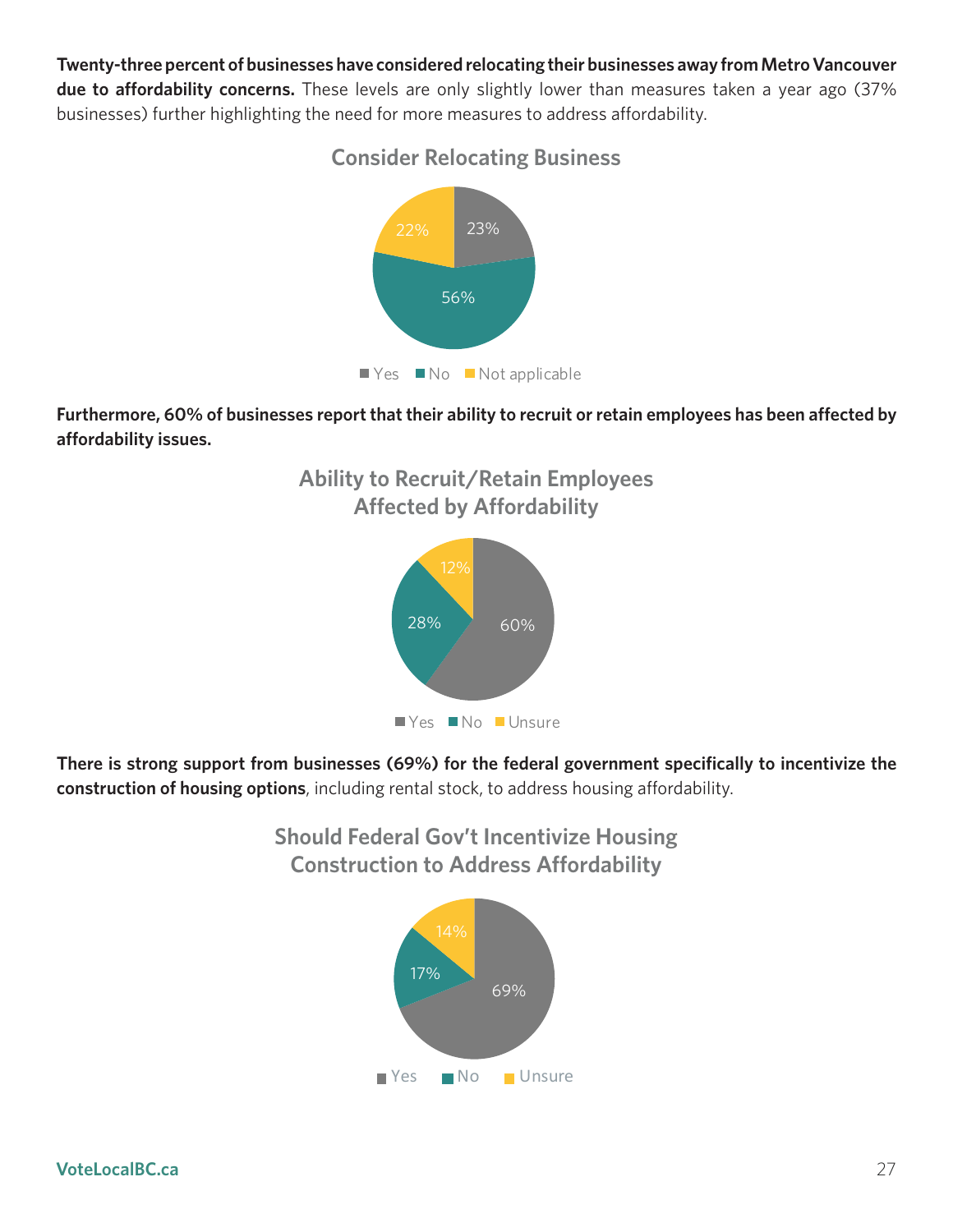**Twenty-three percent of businesses have considered relocating their businesses away from Metro Vancouver due to affordability concerns.** These levels are only slightly lower than measures taken a year ago (37% businesses) further highlighting the need for more measures to address affordability.

**Consider Relocating Business**

| Response | Percent |
| --- | --- |
| Yes | 23% |
| No | 56% |
| Not applicable | 22% |

**Furthermore, 60% of businesses report that their ability to recruit or retain employees has been affected by affordability issues.**

**Ability to Recruit/Retain Employees Affected by Affordability**

| Response | Percent |
| --- | --- |
| Yes | 60% |
| No | 28% |
| Unsure | 12% |

**There is strong support from businesses (69%) for the federal government specifically to incentivize the construction of housing options**, including rental stock, to address housing affordability.

**Should Federal Gov't Incentivize Housing Construction to Address Affordability**

| Response | Percent |
| --- | --- |
| Yes | 69% |
| No | 17% |
| Unsure | 14% |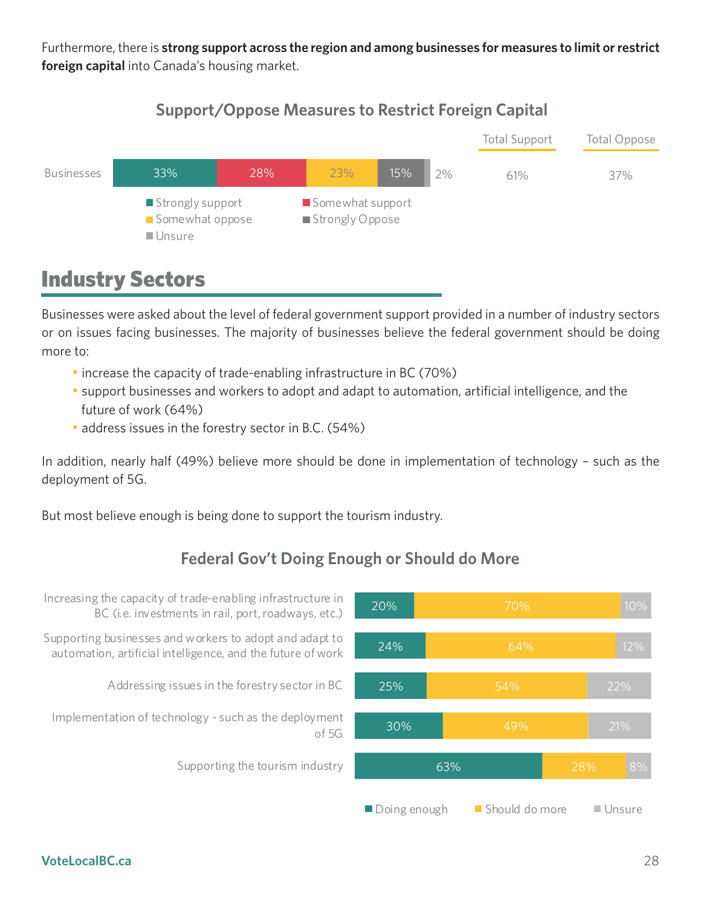Furthermore, there is **strong support across the region and among businesses for measures to limit or restrict foreign capital** into Canada's housing market.

### Support/Oppose Measures to Restrict Foreign Capital

| | Strongly support | Somewhat support | Somewhat oppose | Strongly Oppose | Unsure | Total Support | Total Oppose |
|---|---|---|---|---|---|---|---|
| Businesses | 33% | 28% | 23% | 15% | 2% | 61% | 37% |

## Industry Sectors

Businesses were asked about the level of federal government support provided in a number of industry sectors or on issues facing businesses. The majority of businesses believe the federal government should be doing more to:

- increase the capacity of trade-enabling infrastructure in BC (70%)
- support businesses and workers to adopt and adapt to automation, artificial intelligence, and the future of work (64%)
- address issues in the forestry sector in B.C. (54%)

In addition, nearly half (49%) believe more should be done in implementation of technology – such as the deployment of 5G.

But most believe enough is being done to support the tourism industry.

### Federal Gov't Doing Enough or Should do More

| | Doing enough | Should do more | Unsure |
|---|---|---|---|
| Increasing the capacity of trade-enabling infrastructure in BC (i.e. investments in rail, port, roadways, etc.) | 20% | 70% | 10% |
| Supporting businesses and workers to adopt and adapt to automation, artificial intelligence, and the future of work | 24% | 64% | 12% |
| Addressing issues in the forestry sector in BC | 25% | 54% | 22% |
| Implementation of technology - such as the deployment of 5G | 30% | 49% | 21% |
| Supporting the tourism industry | 63% | 28% | 8% |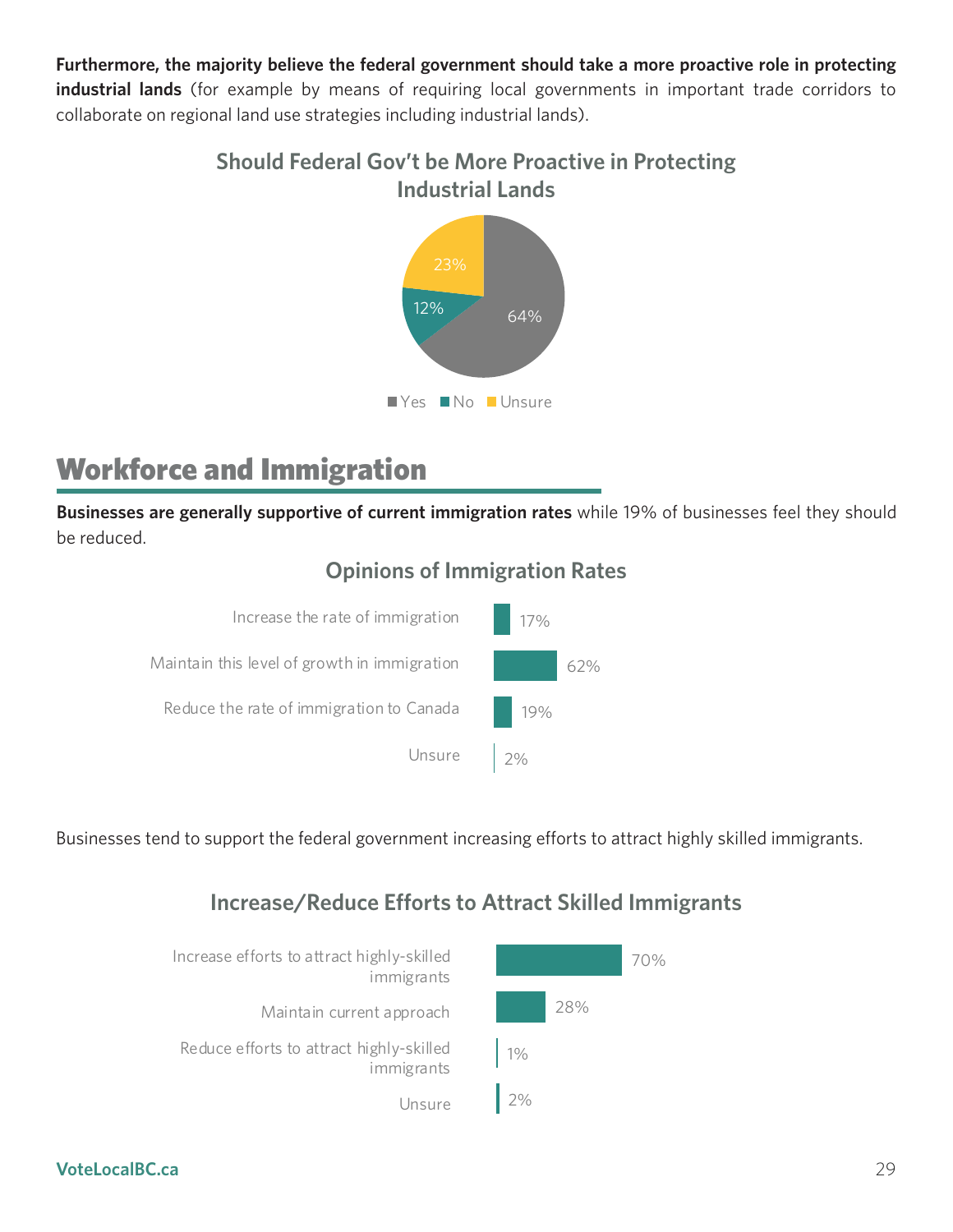**Furthermore, the majority believe the federal government should take a more proactive role in protecting industrial lands** (for example by means of requiring local governments in important trade corridors to collaborate on regional land use strategies including industrial lands).

**Should Federal Gov't be More Proactive in Protecting Industrial Lands**

| Response | Percentage |
| --- | --- |
| Yes | 64% |
| No | 12% |
| Unsure | 23% |

## Workforce and Immigration

**Businesses are generally supportive of current immigration rates** while 19% of businesses feel they should be reduced.

**Opinions of Immigration Rates**

| Opinion | Percentage |
| --- | --- |
| Increase the rate of immigration | 17% |
| Maintain this level of growth in immigration | 62% |
| Reduce the rate of immigration to Canada | 19% |
| Unsure | 2% |

Businesses tend to support the federal government increasing efforts to attract highly skilled immigrants.

**Increase/Reduce Efforts to Attract Skilled Immigrants**

| Opinion | Percentage |
| --- | --- |
| Increase efforts to attract highly-skilled immigrants | 70% |
| Maintain current approach | 28% |
| Reduce efforts to attract highly-skilled immigrants | 1% |
| Unsure | 2% |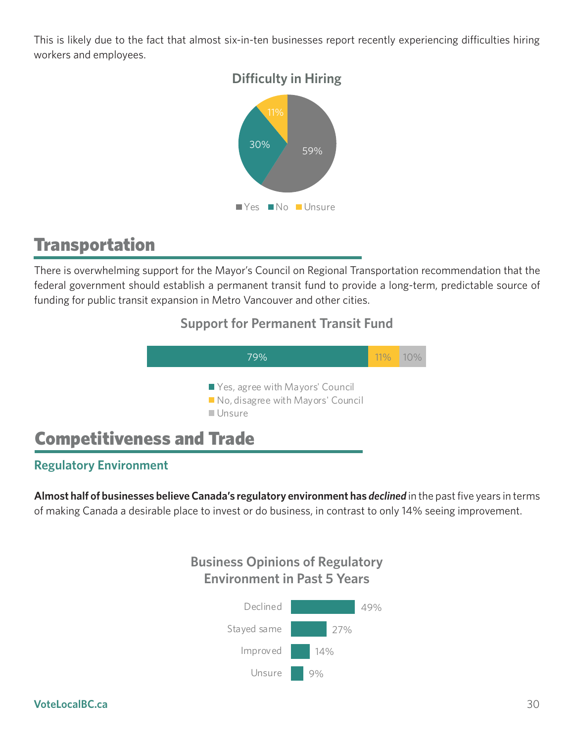This is likely due to the fact that almost six-in-ten businesses report recently experiencing difficulties hiring workers and employees.

**Difficulty in Hiring**

| Response | Percentage |
|---|---|
| Yes | 59% |
| No | 30% |
| Unsure | 11% |

# Transportation

There is overwhelming support for the Mayor's Council on Regional Transportation recommendation that the federal government should establish a permanent transit fund to provide a long-term, predictable source of funding for public transit expansion in Metro Vancouver and other cities.

**Support for Permanent Transit Fund**

| Response | Percentage |
|---|---|
| Yes, agree with Mayors' Council | 79% |
| No, disagree with Mayors' Council | 11% |
| Unsure | 10% |

# Competitiveness and Trade

## Regulatory Environment

**Almost half of businesses believe Canada's regulatory environment has *declined*** in the past five years in terms of making Canada a desirable place to invest or do business, in contrast to only 14% seeing improvement.

**Business Opinions of Regulatory Environment in Past 5 Years**

| Response | Percentage |
|---|---|
| Declined | 49% |
| Stayed same | 27% |
| Improved | 14% |
| Unsure | 9% |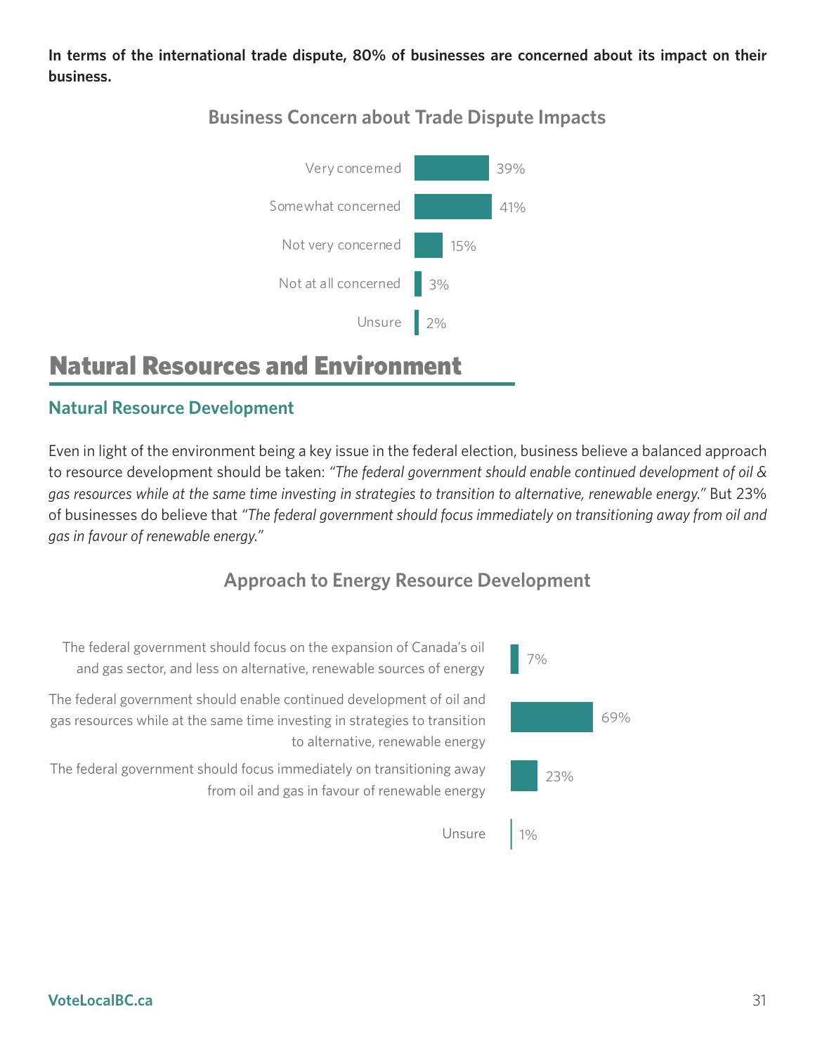**In terms of the international trade dispute, 80% of businesses are concerned about its impact on their business.**

### Business Concern about Trade Dispute Impacts

| Response | % |
|---|---|
| Very concerned | 39% |
| Somewhat concerned | 41% |
| Not very concerned | 15% |
| Not at all concerned | 3% |
| Unsure | 2% |

# Natural Resources and Environment

## Natural Resource Development

Even in light of the environment being a key issue in the federal election, business believe a balanced approach to resource development should be taken: *"The federal government should enable continued development of oil & gas resources while at the same time investing in strategies to transition to alternative, renewable energy."* But 23% of businesses do believe that *"The federal government should focus immediately on transitioning away from oil and gas in favour of renewable energy."*

### Approach to Energy Resource Development

| Response | % |
|---|---|
| The federal government should focus on the expansion of Canada's oil and gas sector, and less on alternative, renewable sources of energy | 7% |
| The federal government should enable continued development of oil and gas resources while at the same time investing in strategies to transition to alternative, renewable energy | 69% |
| The federal government should focus immediately on transitioning away from oil and gas in favour of renewable energy | 23% |
| Unsure | 1% |

VoteLocalBC.ca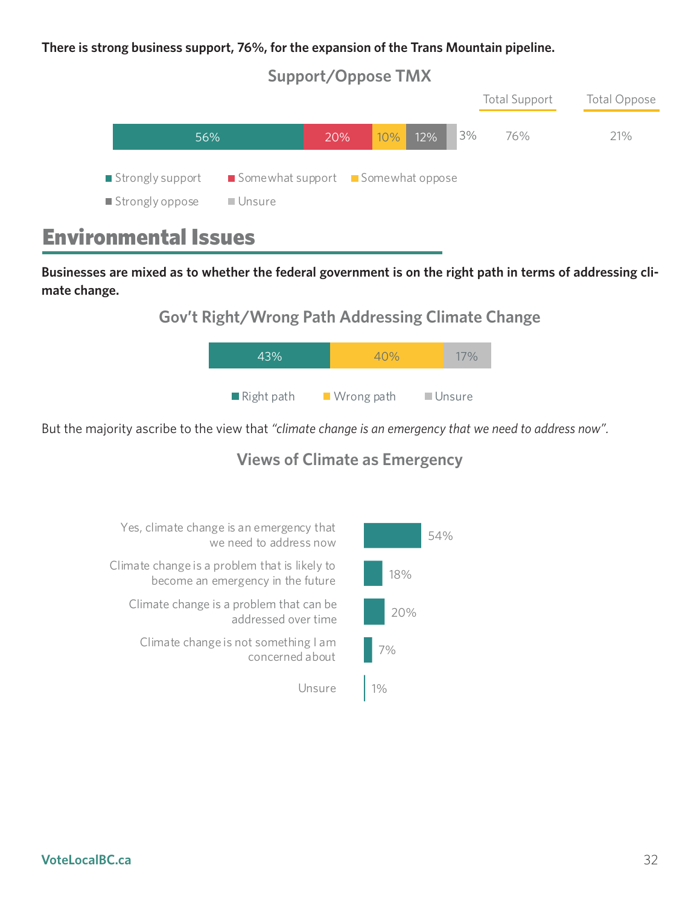**There is strong business support, 76%, for the expansion of the Trans Mountain pipeline.**

### Support/Oppose TMX

| Strongly support | Somewhat support | Somewhat oppose | Strongly oppose | Unsure | Total Support | Total Oppose |
|---|---|---|---|---|---|---|
| 56% | 20% | 10% | 12% | 3% | 76% | 21% |

# Environmental Issues

**Businesses are mixed as to whether the federal government is on the right path in terms of addressing climate change.**

### Gov't Right/Wrong Path Addressing Climate Change

| Right path | Wrong path | Unsure |
|---|---|---|
| 43% | 40% | 17% |

But the majority ascribe to the view that *"climate change is an emergency that we need to address now".*

### Views of Climate as Emergency

| Response | % |
|---|---|
| Yes, climate change is an emergency that we need to address now | 54% |
| Climate change is a problem that is likely to become an emergency in the future | 18% |
| Climate change is a problem that can be addressed over time | 20% |
| Climate change is not something I am concerned about | 7% |
| Unsure | 1% |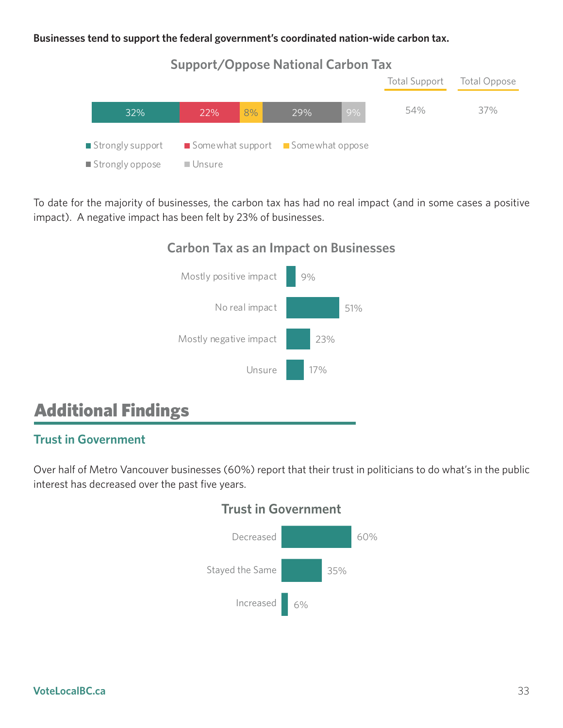**Businesses tend to support the federal government's coordinated nation-wide carbon tax.**

**Support/Oppose National Carbon Tax**

| Strongly support | Somewhat support | Somewhat oppose | Strongly oppose | Unsure | Total Support | Total Oppose |
|---|---|---|---|---|---|---|
| 32% | 22% | 8% | 29% | 9% | 54% | 37% |

To date for the majority of businesses, the carbon tax has had no real impact (and in some cases a positive impact). A negative impact has been felt by 23% of businesses.

**Carbon Tax as an Impact on Businesses**

| Impact | % |
|---|---|
| Mostly positive impact | 9% |
| No real impact | 51% |
| Mostly negative impact | 23% |
| Unsure | 17% |

# Additional Findings

## Trust in Government

Over half of Metro Vancouver businesses (60%) report that their trust in politicians to do what's in the public interest has decreased over the past five years.

**Trust in Government**

| Trust | % |
|---|---|
| Decreased | 60% |
| Stayed the Same | 35% |
| Increased | 6% |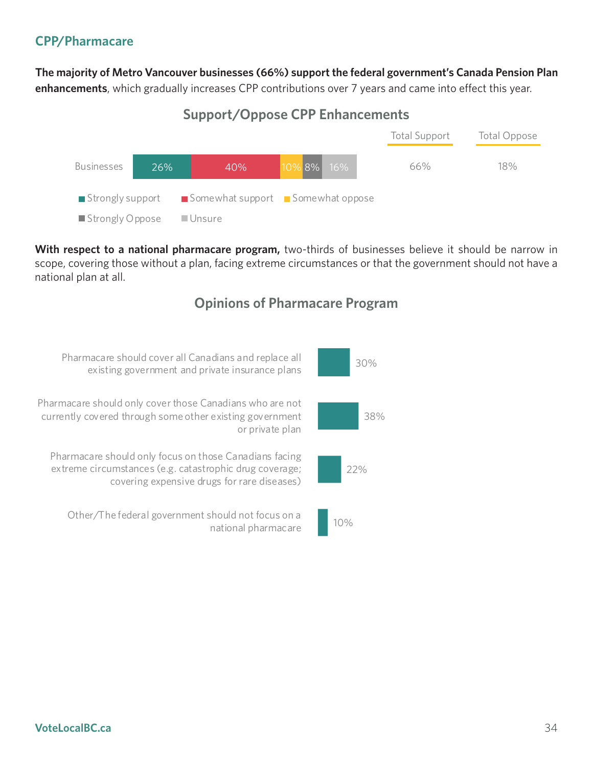## CPP/Pharmacare

**The majority of Metro Vancouver businesses (66%) support the federal government's Canada Pension Plan enhancements**, which gradually increases CPP contributions over 7 years and came into effect this year.

### Support/Oppose CPP Enhancements

Total Support
Total Oppose

Businesses 26% 40% 10% 8% 16%
66%
18%

Strongly support
Somewhat support
Somewhat oppose
Strongly Oppose
Unsure

**With respect to a national pharmacare program,** two-thirds of businesses believe it should be narrow in scope, covering those without a plan, facing extreme circumstances or that the government should not have a national plan at all.

### Opinions of Pharmacare Program

Pharmacare should cover all Canadians and replace all existing government and private insurance plans 30%

Pharmacare should only cover those Canadians who are not currently covered through some other existing government or private plan 38%

Pharmacare should only focus on those Canadians facing extreme circumstances (e.g. catastrophic drug coverage; covering expensive drugs for rare diseases) 22%

Other/The federal government should not focus on a national pharmacare 10%

VoteLocalBC.ca